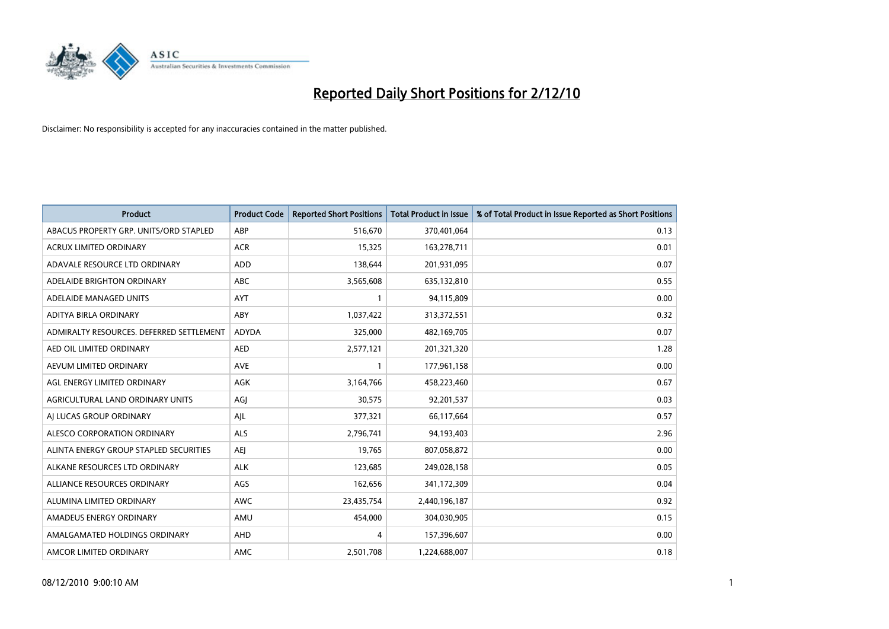# Reported Daily Short Positions for 2/12/10

Disclaimer: No responsibility is accepted for any inaccuracies contained in the matter published.

| Product | Product Code | Reported Short Positions | Total Product in Issue | % of Total Product in Issue Reported as Short Positions |
|---|---|---|---|---|
| ABACUS PROPERTY GRP. UNITS/ORD STAPLED | ABP | 516,670 | 370,401,064 | 0.13 |
| ACRUX LIMITED ORDINARY | ACR | 15,325 | 163,278,711 | 0.01 |
| ADAVALE RESOURCE LTD ORDINARY | ADD | 138,644 | 201,931,095 | 0.07 |
| ADELAIDE BRIGHTON ORDINARY | ABC | 3,565,608 | 635,132,810 | 0.55 |
| ADELAIDE MANAGED UNITS | AYT | 1 | 94,115,809 | 0.00 |
| ADITYA BIRLA ORDINARY | ABY | 1,037,422 | 313,372,551 | 0.32 |
| ADMIRALTY RESOURCES. DEFERRED SETTLEMENT | ADYDA | 325,000 | 482,169,705 | 0.07 |
| AED OIL LIMITED ORDINARY | AED | 2,577,121 | 201,321,320 | 1.28 |
| AEVUM LIMITED ORDINARY | AVE | 1 | 177,961,158 | 0.00 |
| AGL ENERGY LIMITED ORDINARY | AGK | 3,164,766 | 458,223,460 | 0.67 |
| AGRICULTURAL LAND ORDINARY UNITS | AGJ | 30,575 | 92,201,537 | 0.03 |
| AJ LUCAS GROUP ORDINARY | AJL | 377,321 | 66,117,664 | 0.57 |
| ALESCO CORPORATION ORDINARY | ALS | 2,796,741 | 94,193,403 | 2.96 |
| ALINTA ENERGY GROUP STAPLED SECURITIES | AEJ | 19,765 | 807,058,872 | 0.00 |
| ALKANE RESOURCES LTD ORDINARY | ALK | 123,685 | 249,028,158 | 0.05 |
| ALLIANCE RESOURCES ORDINARY | AGS | 162,656 | 341,172,309 | 0.04 |
| ALUMINA LIMITED ORDINARY | AWC | 23,435,754 | 2,440,196,187 | 0.92 |
| AMADEUS ENERGY ORDINARY | AMU | 454,000 | 304,030,905 | 0.15 |
| AMALGAMATED HOLDINGS ORDINARY | AHD | 4 | 157,396,607 | 0.00 |
| AMCOR LIMITED ORDINARY | AMC | 2,501,708 | 1,224,688,007 | 0.18 |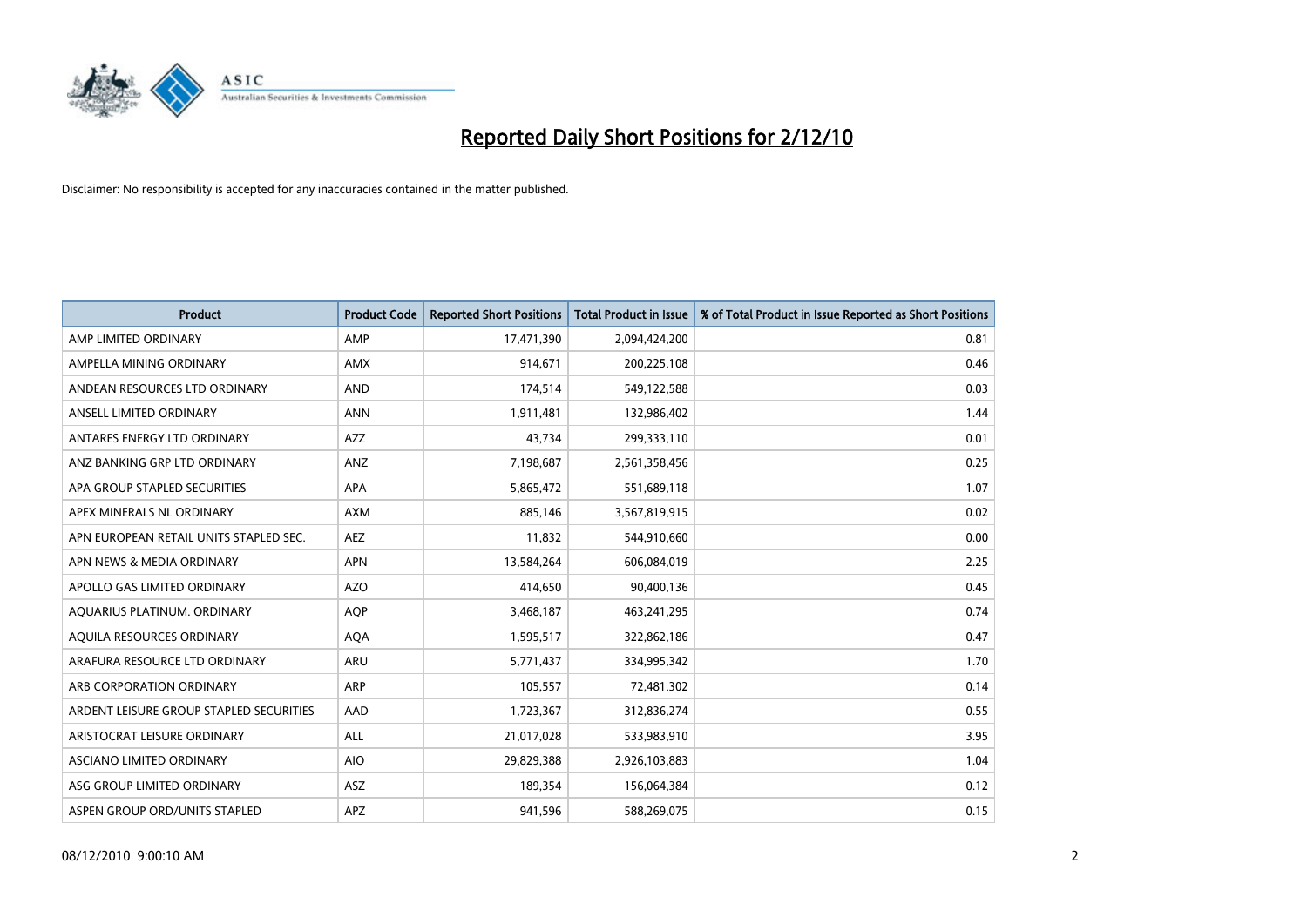# Reported Daily Short Positions for 2/12/10

Disclaimer: No responsibility is accepted for any inaccuracies contained in the matter published.

| Product | Product Code | Reported Short Positions | Total Product in Issue | % of Total Product in Issue Reported as Short Positions |
|---|---|---|---|---|
| AMP LIMITED ORDINARY | AMP | 17,471,390 | 2,094,424,200 | 0.81 |
| AMPELLA MINING ORDINARY | AMX | 914,671 | 200,225,108 | 0.46 |
| ANDEAN RESOURCES LTD ORDINARY | AND | 174,514 | 549,122,588 | 0.03 |
| ANSELL LIMITED ORDINARY | ANN | 1,911,481 | 132,986,402 | 1.44 |
| ANTARES ENERGY LTD ORDINARY | AZZ | 43,734 | 299,333,110 | 0.01 |
| ANZ BANKING GRP LTD ORDINARY | ANZ | 7,198,687 | 2,561,358,456 | 0.25 |
| APA GROUP STAPLED SECURITIES | APA | 5,865,472 | 551,689,118 | 1.07 |
| APEX MINERALS NL ORDINARY | AXM | 885,146 | 3,567,819,915 | 0.02 |
| APN EUROPEAN RETAIL UNITS STAPLED SEC. | AEZ | 11,832 | 544,910,660 | 0.00 |
| APN NEWS & MEDIA ORDINARY | APN | 13,584,264 | 606,084,019 | 2.25 |
| APOLLO GAS LIMITED ORDINARY | AZO | 414,650 | 90,400,136 | 0.45 |
| AQUARIUS PLATINUM. ORDINARY | AQP | 3,468,187 | 463,241,295 | 0.74 |
| AQUILA RESOURCES ORDINARY | AQA | 1,595,517 | 322,862,186 | 0.47 |
| ARAFURA RESOURCE LTD ORDINARY | ARU | 5,771,437 | 334,995,342 | 1.70 |
| ARB CORPORATION ORDINARY | ARP | 105,557 | 72,481,302 | 0.14 |
| ARDENT LEISURE GROUP STAPLED SECURITIES | AAD | 1,723,367 | 312,836,274 | 0.55 |
| ARISTOCRAT LEISURE ORDINARY | ALL | 21,017,028 | 533,983,910 | 3.95 |
| ASCIANO LIMITED ORDINARY | AIO | 29,829,388 | 2,926,103,883 | 1.04 |
| ASG GROUP LIMITED ORDINARY | ASZ | 189,354 | 156,064,384 | 0.12 |
| ASPEN GROUP ORD/UNITS STAPLED | APZ | 941,596 | 588,269,075 | 0.15 |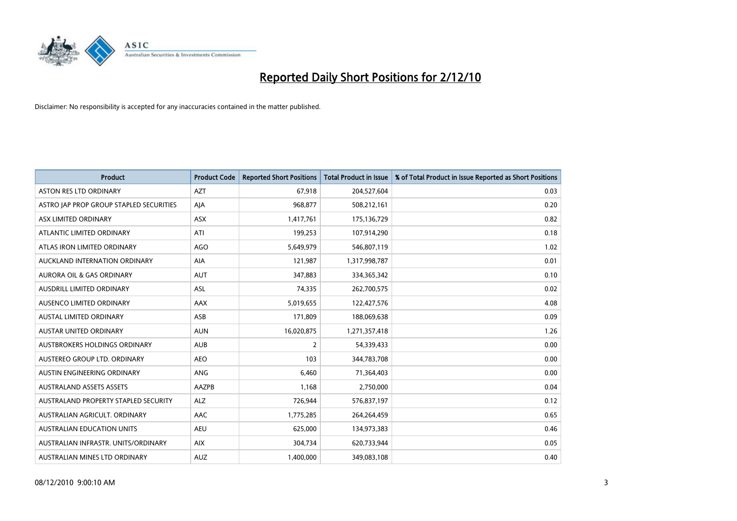# Reported Daily Short Positions for 2/12/10

Disclaimer: No responsibility is accepted for any inaccuracies contained in the matter published.

| Product | Product Code | Reported Short Positions | Total Product in Issue | % of Total Product in Issue Reported as Short Positions |
|---|---|---|---|---|
| ASTON RES LTD ORDINARY | AZT | 67,918 | 204,527,604 | 0.03 |
| ASTRO JAP PROP GROUP STAPLED SECURITIES | AJA | 968,877 | 508,212,161 | 0.20 |
| ASX LIMITED ORDINARY | ASX | 1,417,761 | 175,136,729 | 0.82 |
| ATLANTIC LIMITED ORDINARY | ATI | 199,253 | 107,914,290 | 0.18 |
| ATLAS IRON LIMITED ORDINARY | AGO | 5,649,979 | 546,807,119 | 1.02 |
| AUCKLAND INTERNATION ORDINARY | AIA | 121,987 | 1,317,998,787 | 0.01 |
| AURORA OIL & GAS ORDINARY | AUT | 347,883 | 334,365,342 | 0.10 |
| AUSDRILL LIMITED ORDINARY | ASL | 74,335 | 262,700,575 | 0.02 |
| AUSENCO LIMITED ORDINARY | AAX | 5,019,655 | 122,427,576 | 4.08 |
| AUSTAL LIMITED ORDINARY | ASB | 171,809 | 188,069,638 | 0.09 |
| AUSTAR UNITED ORDINARY | AUN | 16,020,875 | 1,271,357,418 | 1.26 |
| AUSTBROKERS HOLDINGS ORDINARY | AUB | 2 | 54,339,433 | 0.00 |
| AUSTEREO GROUP LTD. ORDINARY | AEO | 103 | 344,783,708 | 0.00 |
| AUSTIN ENGINEERING ORDINARY | ANG | 6,460 | 71,364,403 | 0.00 |
| AUSTRALAND ASSETS ASSETS | AAZPB | 1,168 | 2,750,000 | 0.04 |
| AUSTRALAND PROPERTY STAPLED SECURITY | ALZ | 726,944 | 576,837,197 | 0.12 |
| AUSTRALIAN AGRICULT. ORDINARY | AAC | 1,775,285 | 264,264,459 | 0.65 |
| AUSTRALIAN EDUCATION UNITS | AEU | 625,000 | 134,973,383 | 0.46 |
| AUSTRALIAN INFRASTR. UNITS/ORDINARY | AIX | 304,734 | 620,733,944 | 0.05 |
| AUSTRALIAN MINES LTD ORDINARY | AUZ | 1,400,000 | 349,083,108 | 0.40 |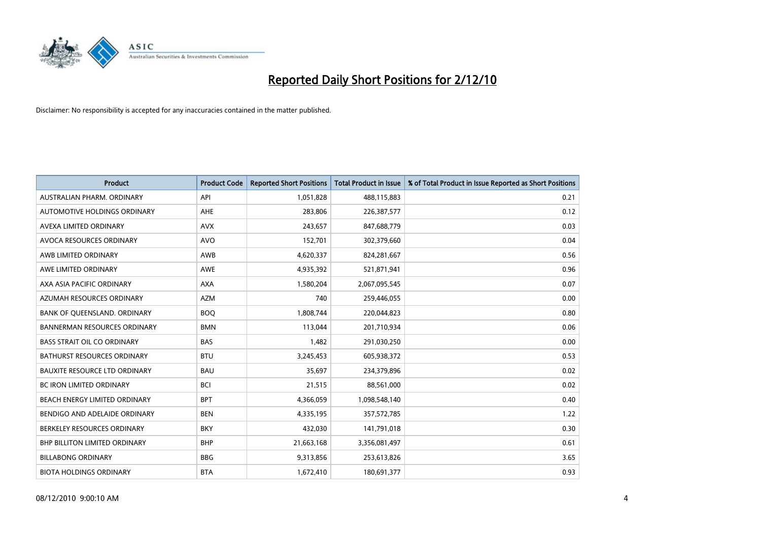# Reported Daily Short Positions for 2/12/10

Disclaimer: No responsibility is accepted for any inaccuracies contained in the matter published.

| Product | Product Code | Reported Short Positions | Total Product in Issue | % of Total Product in Issue Reported as Short Positions |
|---|---|---|---|---|
| AUSTRALIAN PHARM. ORDINARY | API | 1,051,828 | 488,115,883 | 0.21 |
| AUTOMOTIVE HOLDINGS ORDINARY | AHE | 283,806 | 226,387,577 | 0.12 |
| AVEXA LIMITED ORDINARY | AVX | 243,657 | 847,688,779 | 0.03 |
| AVOCA RESOURCES ORDINARY | AVO | 152,701 | 302,379,660 | 0.04 |
| AWB LIMITED ORDINARY | AWB | 4,620,337 | 824,281,667 | 0.56 |
| AWE LIMITED ORDINARY | AWE | 4,935,392 | 521,871,941 | 0.96 |
| AXA ASIA PACIFIC ORDINARY | AXA | 1,580,204 | 2,067,095,545 | 0.07 |
| AZUMAH RESOURCES ORDINARY | AZM | 740 | 259,446,055 | 0.00 |
| BANK OF QUEENSLAND. ORDINARY | BOQ | 1,808,744 | 220,044,823 | 0.80 |
| BANNERMAN RESOURCES ORDINARY | BMN | 113,044 | 201,710,934 | 0.06 |
| BASS STRAIT OIL CO ORDINARY | BAS | 1,482 | 291,030,250 | 0.00 |
| BATHURST RESOURCES ORDINARY | BTU | 3,245,453 | 605,938,372 | 0.53 |
| BAUXITE RESOURCE LTD ORDINARY | BAU | 35,697 | 234,379,896 | 0.02 |
| BC IRON LIMITED ORDINARY | BCI | 21,515 | 88,561,000 | 0.02 |
| BEACH ENERGY LIMITED ORDINARY | BPT | 4,366,059 | 1,098,548,140 | 0.40 |
| BENDIGO AND ADELAIDE ORDINARY | BEN | 4,335,195 | 357,572,785 | 1.22 |
| BERKELEY RESOURCES ORDINARY | BKY | 432,030 | 141,791,018 | 0.30 |
| BHP BILLITON LIMITED ORDINARY | BHP | 21,663,168 | 3,356,081,497 | 0.61 |
| BILLABONG ORDINARY | BBG | 9,313,856 | 253,613,826 | 3.65 |
| BIOTA HOLDINGS ORDINARY | BTA | 1,672,410 | 180,691,377 | 0.93 |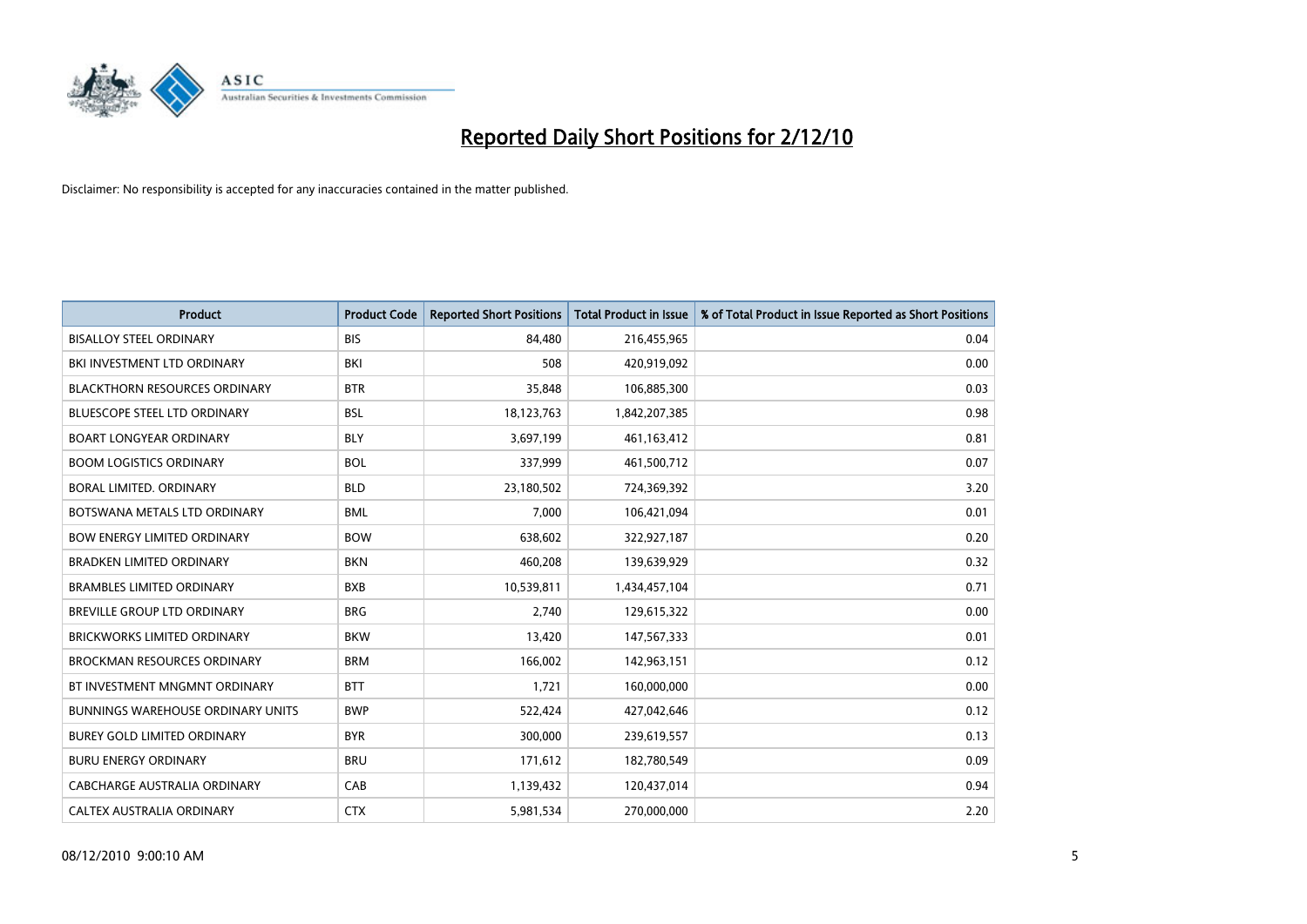# Reported Daily Short Positions for 2/12/10

Disclaimer: No responsibility is accepted for any inaccuracies contained in the matter published.

| Product | Product Code | Reported Short Positions | Total Product in Issue | % of Total Product in Issue Reported as Short Positions |
|---|---|---|---|---|
| BISALLOY STEEL ORDINARY | BIS | 84,480 | 216,455,965 | 0.04 |
| BKI INVESTMENT LTD ORDINARY | BKI | 508 | 420,919,092 | 0.00 |
| BLACKTHORN RESOURCES ORDINARY | BTR | 35,848 | 106,885,300 | 0.03 |
| BLUESCOPE STEEL LTD ORDINARY | BSL | 18,123,763 | 1,842,207,385 | 0.98 |
| BOART LONGYEAR ORDINARY | BLY | 3,697,199 | 461,163,412 | 0.81 |
| BOOM LOGISTICS ORDINARY | BOL | 337,999 | 461,500,712 | 0.07 |
| BORAL LIMITED. ORDINARY | BLD | 23,180,502 | 724,369,392 | 3.20 |
| BOTSWANA METALS LTD ORDINARY | BML | 7,000 | 106,421,094 | 0.01 |
| BOW ENERGY LIMITED ORDINARY | BOW | 638,602 | 322,927,187 | 0.20 |
| BRADKEN LIMITED ORDINARY | BKN | 460,208 | 139,639,929 | 0.32 |
| BRAMBLES LIMITED ORDINARY | BXB | 10,539,811 | 1,434,457,104 | 0.71 |
| BREVILLE GROUP LTD ORDINARY | BRG | 2,740 | 129,615,322 | 0.00 |
| BRICKWORKS LIMITED ORDINARY | BKW | 13,420 | 147,567,333 | 0.01 |
| BROCKMAN RESOURCES ORDINARY | BRM | 166,002 | 142,963,151 | 0.12 |
| BT INVESTMENT MNGMNT ORDINARY | BTT | 1,721 | 160,000,000 | 0.00 |
| BUNNINGS WAREHOUSE ORDINARY UNITS | BWP | 522,424 | 427,042,646 | 0.12 |
| BUREY GOLD LIMITED ORDINARY | BYR | 300,000 | 239,619,557 | 0.13 |
| BURU ENERGY ORDINARY | BRU | 171,612 | 182,780,549 | 0.09 |
| CABCHARGE AUSTRALIA ORDINARY | CAB | 1,139,432 | 120,437,014 | 0.94 |
| CALTEX AUSTRALIA ORDINARY | CTX | 5,981,534 | 270,000,000 | 2.20 |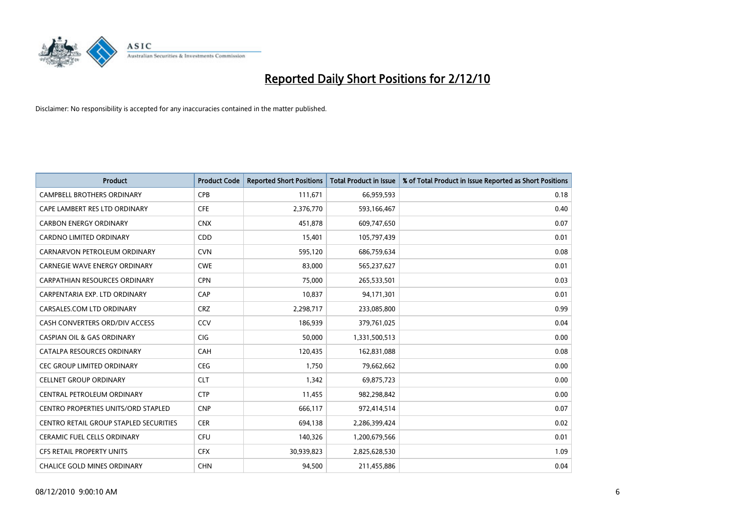# Reported Daily Short Positions for 2/12/10

Disclaimer: No responsibility is accepted for any inaccuracies contained in the matter published.

| Product | Product Code | Reported Short Positions | Total Product in Issue | % of Total Product in Issue Reported as Short Positions |
|---|---|---|---|---|
| CAMPBELL BROTHERS ORDINARY | CPB | 111,671 | 66,959,593 | 0.18 |
| CAPE LAMBERT RES LTD ORDINARY | CFE | 2,376,770 | 593,166,467 | 0.40 |
| CARBON ENERGY ORDINARY | CNX | 451,878 | 609,747,650 | 0.07 |
| CARDNO LIMITED ORDINARY | CDD | 15,401 | 105,797,439 | 0.01 |
| CARNARVON PETROLEUM ORDINARY | CVN | 595,120 | 686,759,634 | 0.08 |
| CARNEGIE WAVE ENERGY ORDINARY | CWE | 83,000 | 565,237,627 | 0.01 |
| CARPATHIAN RESOURCES ORDINARY | CPN | 75,000 | 265,533,501 | 0.03 |
| CARPENTARIA EXP. LTD ORDINARY | CAP | 10,837 | 94,171,301 | 0.01 |
| CARSALES.COM LTD ORDINARY | CRZ | 2,298,717 | 233,085,800 | 0.99 |
| CASH CONVERTERS ORD/DIV ACCESS | CCV | 186,939 | 379,761,025 | 0.04 |
| CASPIAN OIL & GAS ORDINARY | CIG | 50,000 | 1,331,500,513 | 0.00 |
| CATALPA RESOURCES ORDINARY | CAH | 120,435 | 162,831,088 | 0.08 |
| CEC GROUP LIMITED ORDINARY | CEG | 1,750 | 79,662,662 | 0.00 |
| CELLNET GROUP ORDINARY | CLT | 1,342 | 69,875,723 | 0.00 |
| CENTRAL PETROLEUM ORDINARY | CTP | 11,455 | 982,298,842 | 0.00 |
| CENTRO PROPERTIES UNITS/ORD STAPLED | CNP | 666,117 | 972,414,514 | 0.07 |
| CENTRO RETAIL GROUP STAPLED SECURITIES | CER | 694,138 | 2,286,399,424 | 0.02 |
| CERAMIC FUEL CELLS ORDINARY | CFU | 140,326 | 1,200,679,566 | 0.01 |
| CFS RETAIL PROPERTY UNITS | CFX | 30,939,823 | 2,825,628,530 | 1.09 |
| CHALICE GOLD MINES ORDINARY | CHN | 94,500 | 211,455,886 | 0.04 |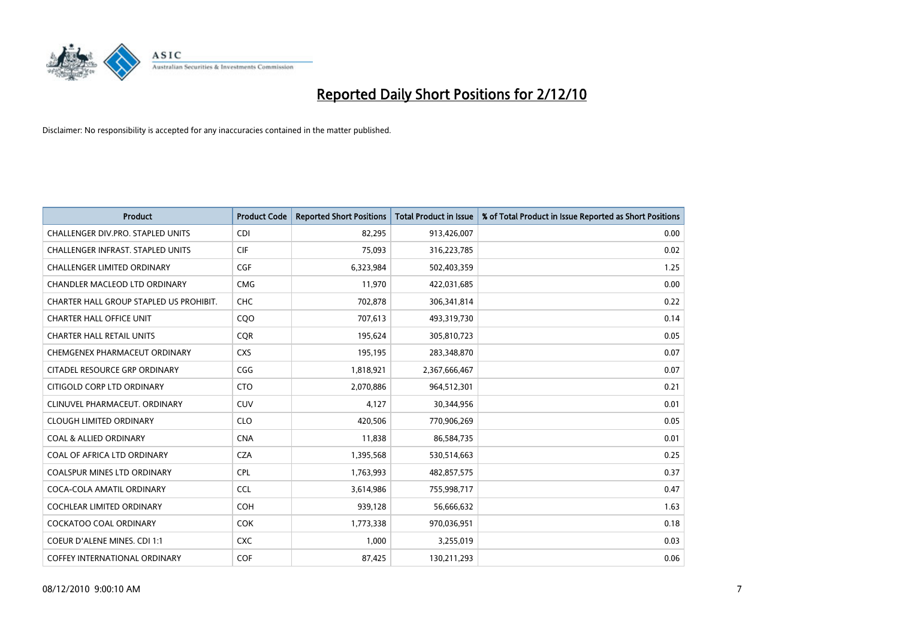# Reported Daily Short Positions for 2/12/10

Disclaimer: No responsibility is accepted for any inaccuracies contained in the matter published.

| Product | Product Code | Reported Short Positions | Total Product in Issue | % of Total Product in Issue Reported as Short Positions |
|---|---|---|---|---|
| CHALLENGER DIV.PRO. STAPLED UNITS | CDI | 82,295 | 913,426,007 | 0.00 |
| CHALLENGER INFRAST. STAPLED UNITS | CIF | 75,093 | 316,223,785 | 0.02 |
| CHALLENGER LIMITED ORDINARY | CGF | 6,323,984 | 502,403,359 | 1.25 |
| CHANDLER MACLEOD LTD ORDINARY | CMG | 11,970 | 422,031,685 | 0.00 |
| CHARTER HALL GROUP STAPLED US PROHIBIT. | CHC | 702,878 | 306,341,814 | 0.22 |
| CHARTER HALL OFFICE UNIT | CQO | 707,613 | 493,319,730 | 0.14 |
| CHARTER HALL RETAIL UNITS | CQR | 195,624 | 305,810,723 | 0.05 |
| CHEMGENEX PHARMACEUT ORDINARY | CXS | 195,195 | 283,348,870 | 0.07 |
| CITADEL RESOURCE GRP ORDINARY | CGG | 1,818,921 | 2,367,666,467 | 0.07 |
| CITIGOLD CORP LTD ORDINARY | CTO | 2,070,886 | 964,512,301 | 0.21 |
| CLINUVEL PHARMACEUT. ORDINARY | CUV | 4,127 | 30,344,956 | 0.01 |
| CLOUGH LIMITED ORDINARY | CLO | 420,506 | 770,906,269 | 0.05 |
| COAL & ALLIED ORDINARY | CNA | 11,838 | 86,584,735 | 0.01 |
| COAL OF AFRICA LTD ORDINARY | CZA | 1,395,568 | 530,514,663 | 0.25 |
| COALSPUR MINES LTD ORDINARY | CPL | 1,763,993 | 482,857,575 | 0.37 |
| COCA-COLA AMATIL ORDINARY | CCL | 3,614,986 | 755,998,717 | 0.47 |
| COCHLEAR LIMITED ORDINARY | COH | 939,128 | 56,666,632 | 1.63 |
| COCKATOO COAL ORDINARY | COK | 1,773,338 | 970,036,951 | 0.18 |
| COEUR D'ALENE MINES. CDI 1:1 | CXC | 1,000 | 3,255,019 | 0.03 |
| COFFEY INTERNATIONAL ORDINARY | COF | 87,425 | 130,211,293 | 0.06 |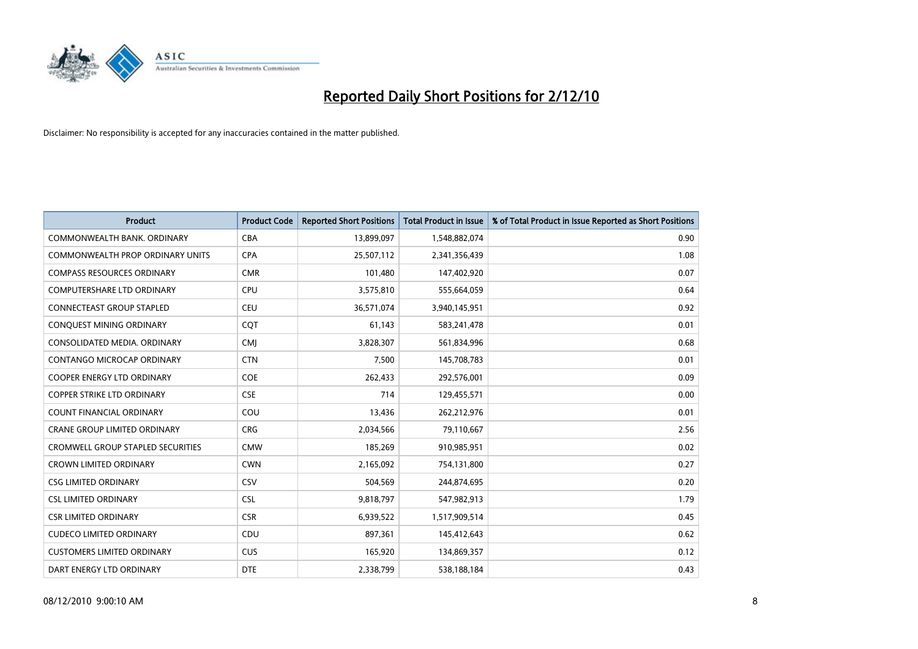# Reported Daily Short Positions for 2/12/10

Disclaimer: No responsibility is accepted for any inaccuracies contained in the matter published.

| Product | Product Code | Reported Short Positions | Total Product in Issue | % of Total Product in Issue Reported as Short Positions |
|---|---|---|---|---|
| COMMONWEALTH BANK. ORDINARY | CBA | 13,899,097 | 1,548,882,074 | 0.90 |
| COMMONWEALTH PROP ORDINARY UNITS | CPA | 25,507,112 | 2,341,356,439 | 1.08 |
| COMPASS RESOURCES ORDINARY | CMR | 101,480 | 147,402,920 | 0.07 |
| COMPUTERSHARE LTD ORDINARY | CPU | 3,575,810 | 555,664,059 | 0.64 |
| CONNECTEAST GROUP STAPLED | CEU | 36,571,074 | 3,940,145,951 | 0.92 |
| CONQUEST MINING ORDINARY | CQT | 61,143 | 583,241,478 | 0.01 |
| CONSOLIDATED MEDIA. ORDINARY | CMJ | 3,828,307 | 561,834,996 | 0.68 |
| CONTANGO MICROCAP ORDINARY | CTN | 7,500 | 145,708,783 | 0.01 |
| COOPER ENERGY LTD ORDINARY | COE | 262,433 | 292,576,001 | 0.09 |
| COPPER STRIKE LTD ORDINARY | CSE | 714 | 129,455,571 | 0.00 |
| COUNT FINANCIAL ORDINARY | COU | 13,436 | 262,212,976 | 0.01 |
| CRANE GROUP LIMITED ORDINARY | CRG | 2,034,566 | 79,110,667 | 2.56 |
| CROMWELL GROUP STAPLED SECURITIES | CMW | 185,269 | 910,985,951 | 0.02 |
| CROWN LIMITED ORDINARY | CWN | 2,165,092 | 754,131,800 | 0.27 |
| CSG LIMITED ORDINARY | CSV | 504,569 | 244,874,695 | 0.20 |
| CSL LIMITED ORDINARY | CSL | 9,818,797 | 547,982,913 | 1.79 |
| CSR LIMITED ORDINARY | CSR | 6,939,522 | 1,517,909,514 | 0.45 |
| CUDECO LIMITED ORDINARY | CDU | 897,361 | 145,412,643 | 0.62 |
| CUSTOMERS LIMITED ORDINARY | CUS | 165,920 | 134,869,357 | 0.12 |
| DART ENERGY LTD ORDINARY | DTE | 2,338,799 | 538,188,184 | 0.43 |

08/12/2010 9:00:10 AM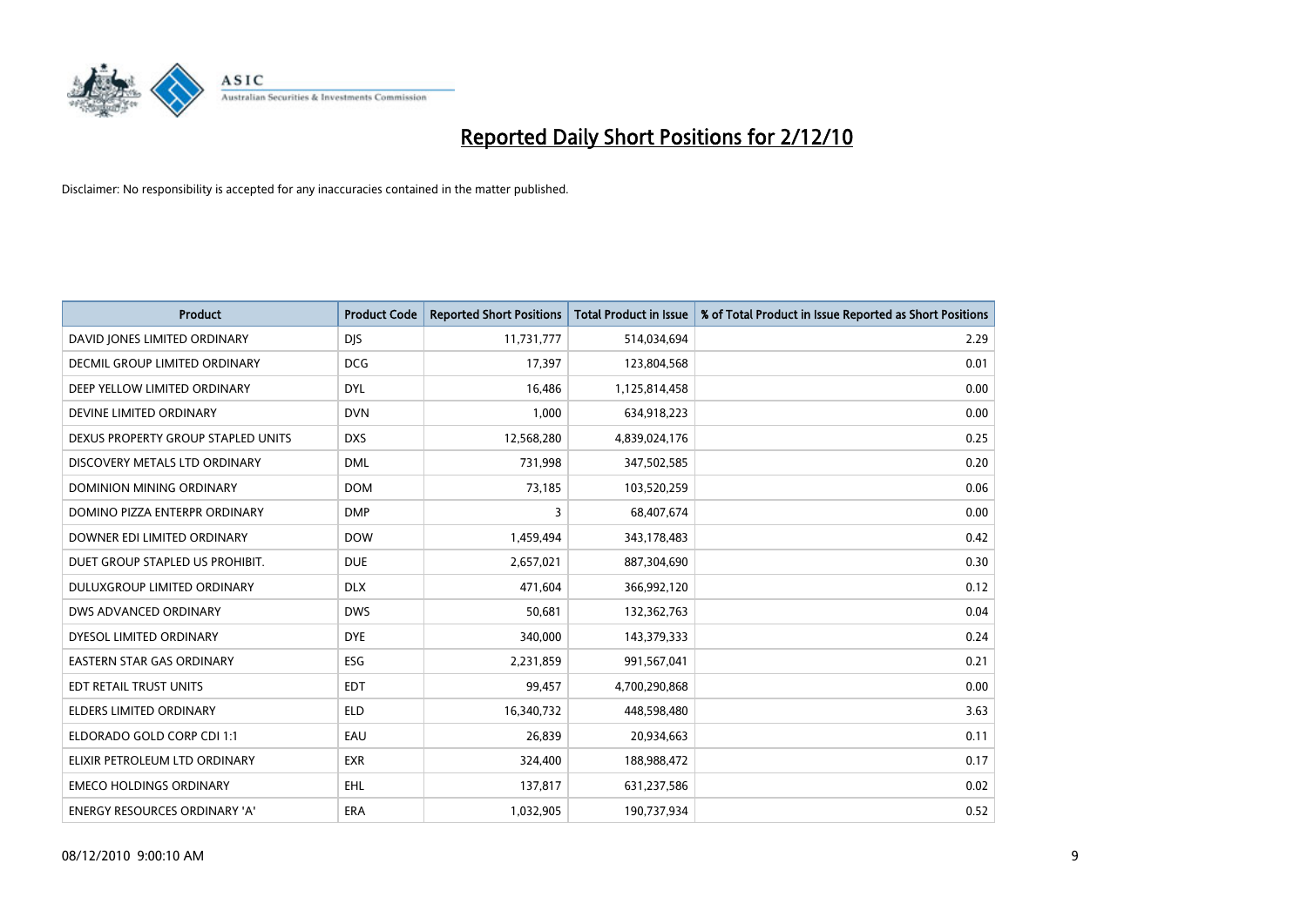# Reported Daily Short Positions for 2/12/10

Disclaimer: No responsibility is accepted for any inaccuracies contained in the matter published.

| Product | Product Code | Reported Short Positions | Total Product in Issue | % of Total Product in Issue Reported as Short Positions |
|---|---|---|---|---|
| DAVID JONES LIMITED ORDINARY | DJS | 11,731,777 | 514,034,694 | 2.29 |
| DECMIL GROUP LIMITED ORDINARY | DCG | 17,397 | 123,804,568 | 0.01 |
| DEEP YELLOW LIMITED ORDINARY | DYL | 16,486 | 1,125,814,458 | 0.00 |
| DEVINE LIMITED ORDINARY | DVN | 1,000 | 634,918,223 | 0.00 |
| DEXUS PROPERTY GROUP STAPLED UNITS | DXS | 12,568,280 | 4,839,024,176 | 0.25 |
| DISCOVERY METALS LTD ORDINARY | DML | 731,998 | 347,502,585 | 0.20 |
| DOMINION MINING ORDINARY | DOM | 73,185 | 103,520,259 | 0.06 |
| DOMINO PIZZA ENTERPR ORDINARY | DMP | 3 | 68,407,674 | 0.00 |
| DOWNER EDI LIMITED ORDINARY | DOW | 1,459,494 | 343,178,483 | 0.42 |
| DUET GROUP STAPLED US PROHIBIT. | DUE | 2,657,021 | 887,304,690 | 0.30 |
| DULUXGROUP LIMITED ORDINARY | DLX | 471,604 | 366,992,120 | 0.12 |
| DWS ADVANCED ORDINARY | DWS | 50,681 | 132,362,763 | 0.04 |
| DYESOL LIMITED ORDINARY | DYE | 340,000 | 143,379,333 | 0.24 |
| EASTERN STAR GAS ORDINARY | ESG | 2,231,859 | 991,567,041 | 0.21 |
| EDT RETAIL TRUST UNITS | EDT | 99,457 | 4,700,290,868 | 0.00 |
| ELDERS LIMITED ORDINARY | ELD | 16,340,732 | 448,598,480 | 3.63 |
| ELDORADO GOLD CORP CDI 1:1 | EAU | 26,839 | 20,934,663 | 0.11 |
| ELIXIR PETROLEUM LTD ORDINARY | EXR | 324,400 | 188,988,472 | 0.17 |
| EMECO HOLDINGS ORDINARY | EHL | 137,817 | 631,237,586 | 0.02 |
| ENERGY RESOURCES ORDINARY 'A' | ERA | 1,032,905 | 190,737,934 | 0.52 |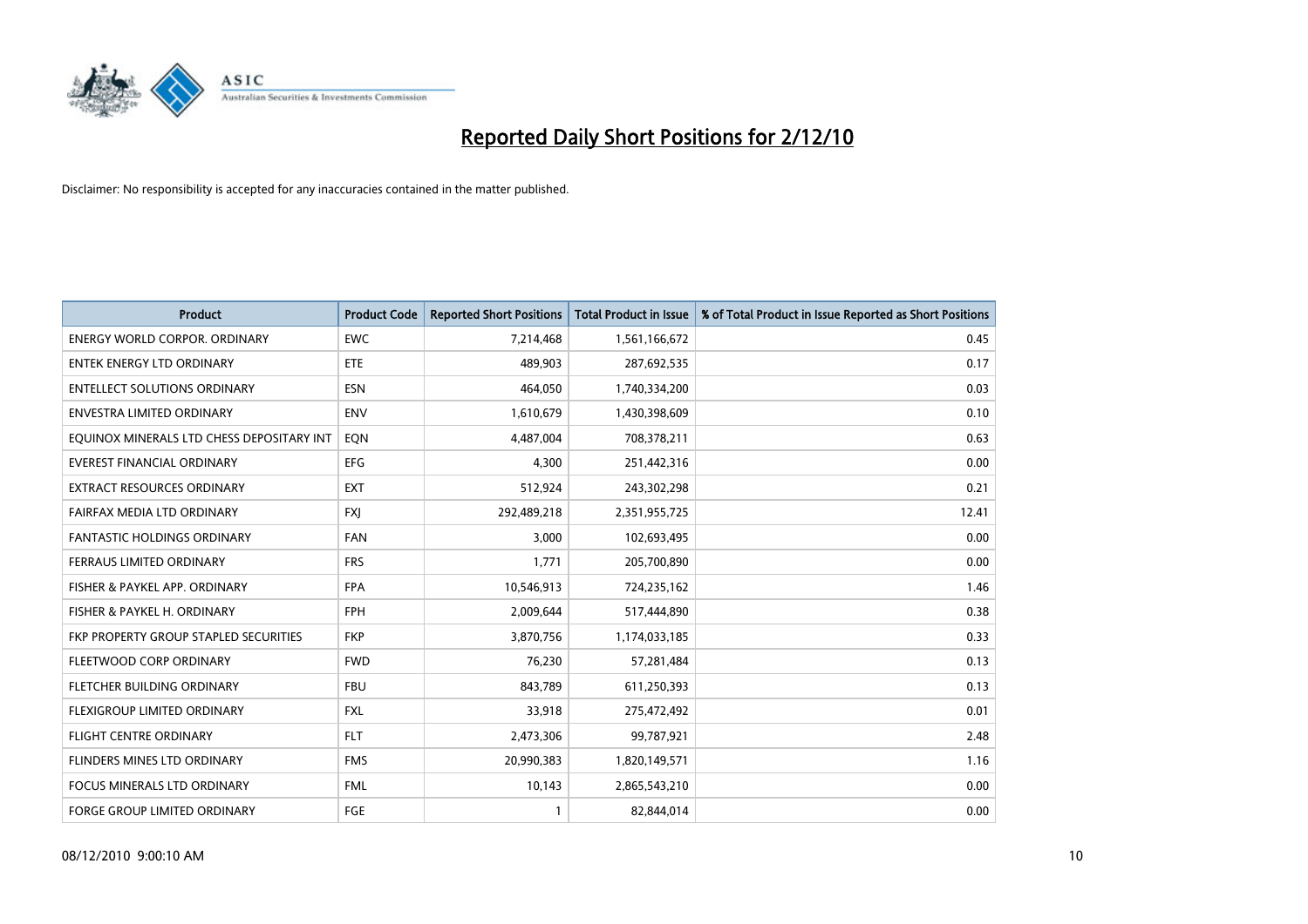# Reported Daily Short Positions for 2/12/10

Disclaimer: No responsibility is accepted for any inaccuracies contained in the matter published.

| Product | Product Code | Reported Short Positions | Total Product in Issue | % of Total Product in Issue Reported as Short Positions |
|---|---|---|---|---|
| ENERGY WORLD CORPOR. ORDINARY | EWC | 7,214,468 | 1,561,166,672 | 0.45 |
| ENTEK ENERGY LTD ORDINARY | ETE | 489,903 | 287,692,535 | 0.17 |
| ENTELLECT SOLUTIONS ORDINARY | ESN | 464,050 | 1,740,334,200 | 0.03 |
| ENVESTRA LIMITED ORDINARY | ENV | 1,610,679 | 1,430,398,609 | 0.10 |
| EQUINOX MINERALS LTD CHESS DEPOSITARY INT | EQN | 4,487,004 | 708,378,211 | 0.63 |
| EVEREST FINANCIAL ORDINARY | EFG | 4,300 | 251,442,316 | 0.00 |
| EXTRACT RESOURCES ORDINARY | EXT | 512,924 | 243,302,298 | 0.21 |
| FAIRFAX MEDIA LTD ORDINARY | FXJ | 292,489,218 | 2,351,955,725 | 12.41 |
| FANTASTIC HOLDINGS ORDINARY | FAN | 3,000 | 102,693,495 | 0.00 |
| FERRAUS LIMITED ORDINARY | FRS | 1,771 | 205,700,890 | 0.00 |
| FISHER & PAYKEL APP. ORDINARY | FPA | 10,546,913 | 724,235,162 | 1.46 |
| FISHER & PAYKEL H. ORDINARY | FPH | 2,009,644 | 517,444,890 | 0.38 |
| FKP PROPERTY GROUP STAPLED SECURITIES | FKP | 3,870,756 | 1,174,033,185 | 0.33 |
| FLEETWOOD CORP ORDINARY | FWD | 76,230 | 57,281,484 | 0.13 |
| FLETCHER BUILDING ORDINARY | FBU | 843,789 | 611,250,393 | 0.13 |
| FLEXIGROUP LIMITED ORDINARY | FXL | 33,918 | 275,472,492 | 0.01 |
| FLIGHT CENTRE ORDINARY | FLT | 2,473,306 | 99,787,921 | 2.48 |
| FLINDERS MINES LTD ORDINARY | FMS | 20,990,383 | 1,820,149,571 | 1.16 |
| FOCUS MINERALS LTD ORDINARY | FML | 10,143 | 2,865,543,210 | 0.00 |
| FORGE GROUP LIMITED ORDINARY | FGE | 1 | 82,844,014 | 0.00 |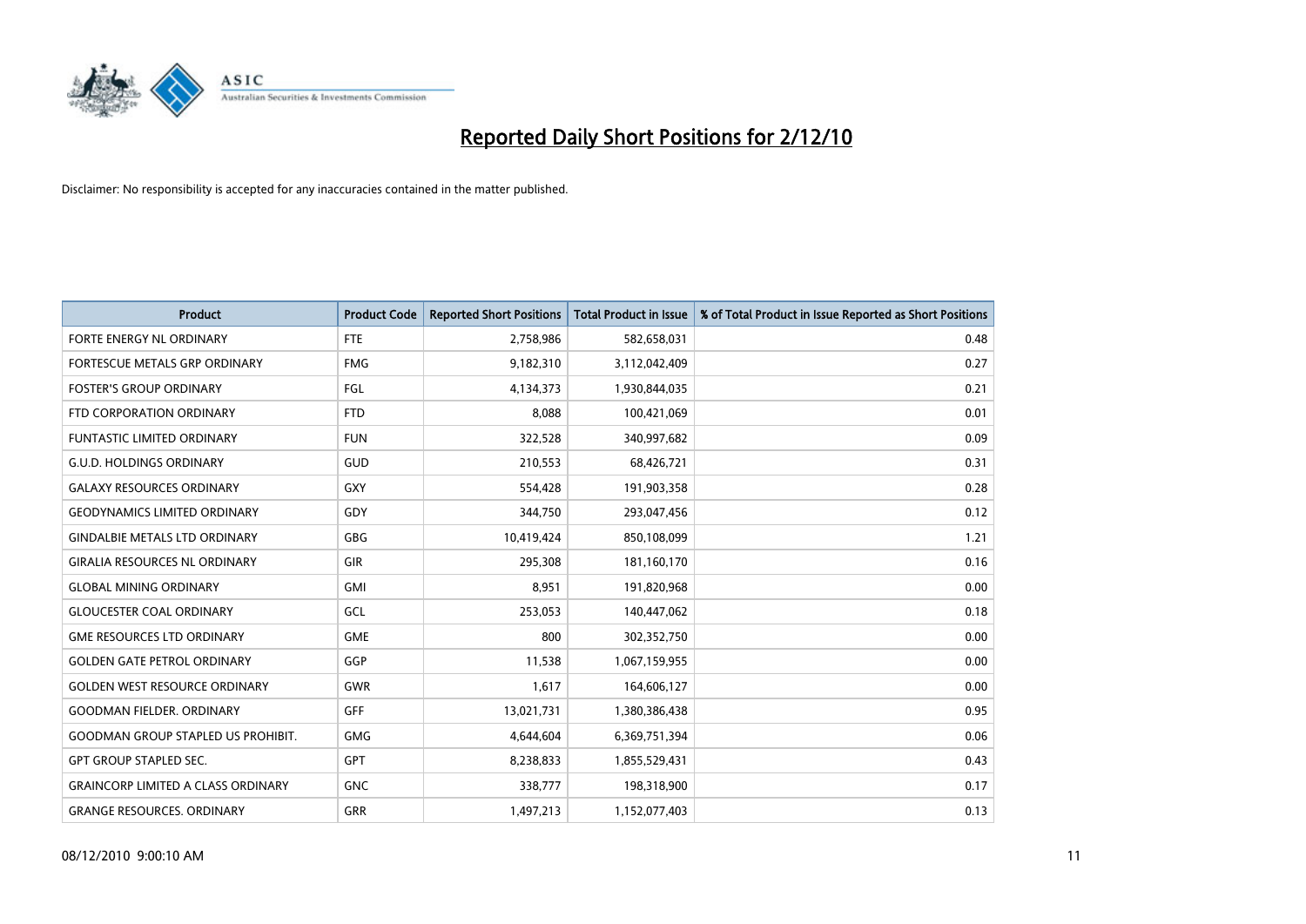# Reported Daily Short Positions for 2/12/10

Disclaimer: No responsibility is accepted for any inaccuracies contained in the matter published.

| Product | Product Code | Reported Short Positions | Total Product in Issue | % of Total Product in Issue Reported as Short Positions |
|---|---|---|---|---|
| FORTE ENERGY NL ORDINARY | FTE | 2,758,986 | 582,658,031 | 0.48 |
| FORTESCUE METALS GRP ORDINARY | FMG | 9,182,310 | 3,112,042,409 | 0.27 |
| FOSTER'S GROUP ORDINARY | FGL | 4,134,373 | 1,930,844,035 | 0.21 |
| FTD CORPORATION ORDINARY | FTD | 8,088 | 100,421,069 | 0.01 |
| FUNTASTIC LIMITED ORDINARY | FUN | 322,528 | 340,997,682 | 0.09 |
| G.U.D. HOLDINGS ORDINARY | GUD | 210,553 | 68,426,721 | 0.31 |
| GALAXY RESOURCES ORDINARY | GXY | 554,428 | 191,903,358 | 0.28 |
| GEODYNAMICS LIMITED ORDINARY | GDY | 344,750 | 293,047,456 | 0.12 |
| GINDALBIE METALS LTD ORDINARY | GBG | 10,419,424 | 850,108,099 | 1.21 |
| GIRALIA RESOURCES NL ORDINARY | GIR | 295,308 | 181,160,170 | 0.16 |
| GLOBAL MINING ORDINARY | GMI | 8,951 | 191,820,968 | 0.00 |
| GLOUCESTER COAL ORDINARY | GCL | 253,053 | 140,447,062 | 0.18 |
| GME RESOURCES LTD ORDINARY | GME | 800 | 302,352,750 | 0.00 |
| GOLDEN GATE PETROL ORDINARY | GGP | 11,538 | 1,067,159,955 | 0.00 |
| GOLDEN WEST RESOURCE ORDINARY | GWR | 1,617 | 164,606,127 | 0.00 |
| GOODMAN FIELDER. ORDINARY | GFF | 13,021,731 | 1,380,386,438 | 0.95 |
| GOODMAN GROUP STAPLED US PROHIBIT. | GMG | 4,644,604 | 6,369,751,394 | 0.06 |
| GPT GROUP STAPLED SEC. | GPT | 8,238,833 | 1,855,529,431 | 0.43 |
| GRAINCORP LIMITED A CLASS ORDINARY | GNC | 338,777 | 198,318,900 | 0.17 |
| GRANGE RESOURCES. ORDINARY | GRR | 1,497,213 | 1,152,077,403 | 0.13 |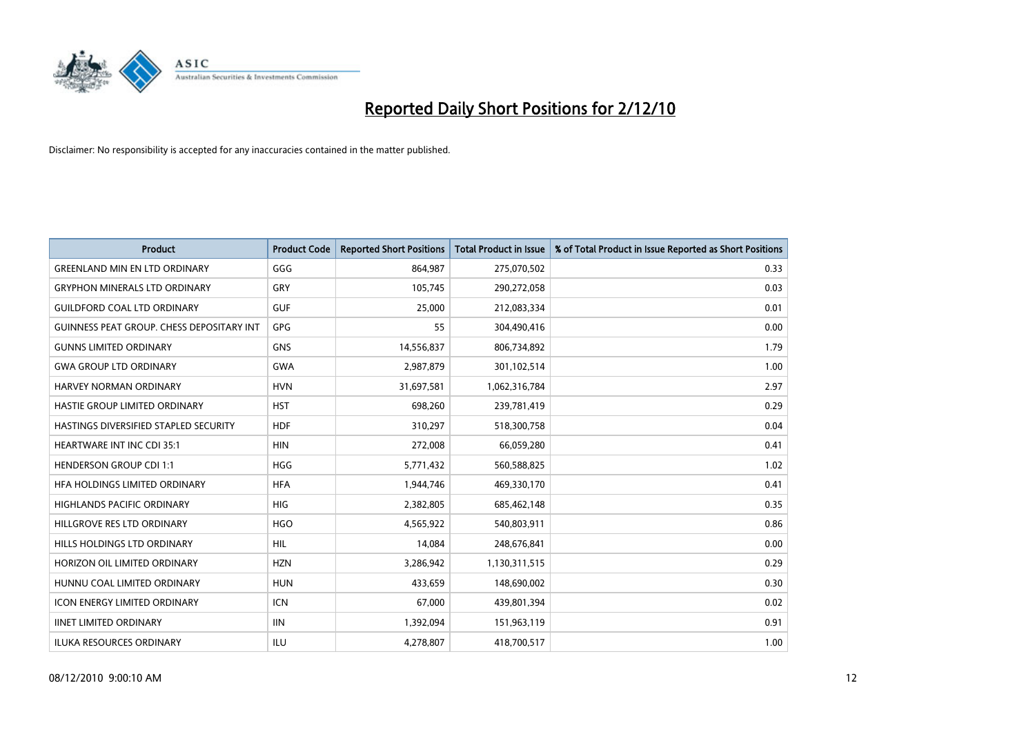# Reported Daily Short Positions for 2/12/10

Disclaimer: No responsibility is accepted for any inaccuracies contained in the matter published.

| Product | Product Code | Reported Short Positions | Total Product in Issue | % of Total Product in Issue Reported as Short Positions |
|---|---|---|---|---|
| GREENLAND MIN EN LTD ORDINARY | GGG | 864,987 | 275,070,502 | 0.33 |
| GRYPHON MINERALS LTD ORDINARY | GRY | 105,745 | 290,272,058 | 0.03 |
| GUILDFORD COAL LTD ORDINARY | GUF | 25,000 | 212,083,334 | 0.01 |
| GUINNESS PEAT GROUP. CHESS DEPOSITARY INT | GPG | 55 | 304,490,416 | 0.00 |
| GUNNS LIMITED ORDINARY | GNS | 14,556,837 | 806,734,892 | 1.79 |
| GWA GROUP LTD ORDINARY | GWA | 2,987,879 | 301,102,514 | 1.00 |
| HARVEY NORMAN ORDINARY | HVN | 31,697,581 | 1,062,316,784 | 2.97 |
| HASTIE GROUP LIMITED ORDINARY | HST | 698,260 | 239,781,419 | 0.29 |
| HASTINGS DIVERSIFIED STAPLED SECURITY | HDF | 310,297 | 518,300,758 | 0.04 |
| HEARTWARE INT INC CDI 35:1 | HIN | 272,008 | 66,059,280 | 0.41 |
| HENDERSON GROUP CDI 1:1 | HGG | 5,771,432 | 560,588,825 | 1.02 |
| HFA HOLDINGS LIMITED ORDINARY | HFA | 1,944,746 | 469,330,170 | 0.41 |
| HIGHLANDS PACIFIC ORDINARY | HIG | 2,382,805 | 685,462,148 | 0.35 |
| HILLGROVE RES LTD ORDINARY | HGO | 4,565,922 | 540,803,911 | 0.86 |
| HILLS HOLDINGS LTD ORDINARY | HIL | 14,084 | 248,676,841 | 0.00 |
| HORIZON OIL LIMITED ORDINARY | HZN | 3,286,942 | 1,130,311,515 | 0.29 |
| HUNNU COAL LIMITED ORDINARY | HUN | 433,659 | 148,690,002 | 0.30 |
| ICON ENERGY LIMITED ORDINARY | ICN | 67,000 | 439,801,394 | 0.02 |
| IINET LIMITED ORDINARY | IIN | 1,392,094 | 151,963,119 | 0.91 |
| ILUKA RESOURCES ORDINARY | ILU | 4,278,807 | 418,700,517 | 1.00 |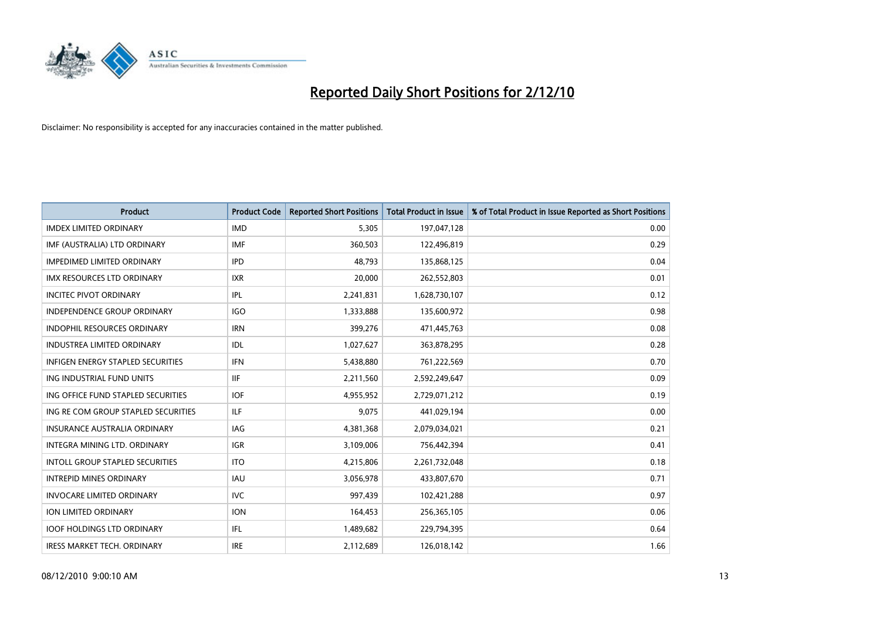# Reported Daily Short Positions for 2/12/10

Disclaimer: No responsibility is accepted for any inaccuracies contained in the matter published.

| Product | Product Code | Reported Short Positions | Total Product in Issue | % of Total Product in Issue Reported as Short Positions |
|---|---|---|---|---|
| IMDEX LIMITED ORDINARY | IMD | 5,305 | 197,047,128 | 0.00 |
| IMF (AUSTRALIA) LTD ORDINARY | IMF | 360,503 | 122,496,819 | 0.29 |
| IMPEDIMED LIMITED ORDINARY | IPD | 48,793 | 135,868,125 | 0.04 |
| IMX RESOURCES LTD ORDINARY | IXR | 20,000 | 262,552,803 | 0.01 |
| INCITEC PIVOT ORDINARY | IPL | 2,241,831 | 1,628,730,107 | 0.12 |
| INDEPENDENCE GROUP ORDINARY | IGO | 1,333,888 | 135,600,972 | 0.98 |
| INDOPHIL RESOURCES ORDINARY | IRN | 399,276 | 471,445,763 | 0.08 |
| INDUSTREA LIMITED ORDINARY | IDL | 1,027,627 | 363,878,295 | 0.28 |
| INFIGEN ENERGY STAPLED SECURITIES | IFN | 5,438,880 | 761,222,569 | 0.70 |
| ING INDUSTRIAL FUND UNITS | IIF | 2,211,560 | 2,592,249,647 | 0.09 |
| ING OFFICE FUND STAPLED SECURITIES | IOF | 4,955,952 | 2,729,071,212 | 0.19 |
| ING RE COM GROUP STAPLED SECURITIES | ILF | 9,075 | 441,029,194 | 0.00 |
| INSURANCE AUSTRALIA ORDINARY | IAG | 4,381,368 | 2,079,034,021 | 0.21 |
| INTEGRA MINING LTD. ORDINARY | IGR | 3,109,006 | 756,442,394 | 0.41 |
| INTOLL GROUP STAPLED SECURITIES | ITO | 4,215,806 | 2,261,732,048 | 0.18 |
| INTREPID MINES ORDINARY | IAU | 3,056,978 | 433,807,670 | 0.71 |
| INVOCARE LIMITED ORDINARY | IVC | 997,439 | 102,421,288 | 0.97 |
| ION LIMITED ORDINARY | ION | 164,453 | 256,365,105 | 0.06 |
| IOOF HOLDINGS LTD ORDINARY | IFL | 1,489,682 | 229,794,395 | 0.64 |
| IRESS MARKET TECH. ORDINARY | IRE | 2,112,689 | 126,018,142 | 1.66 |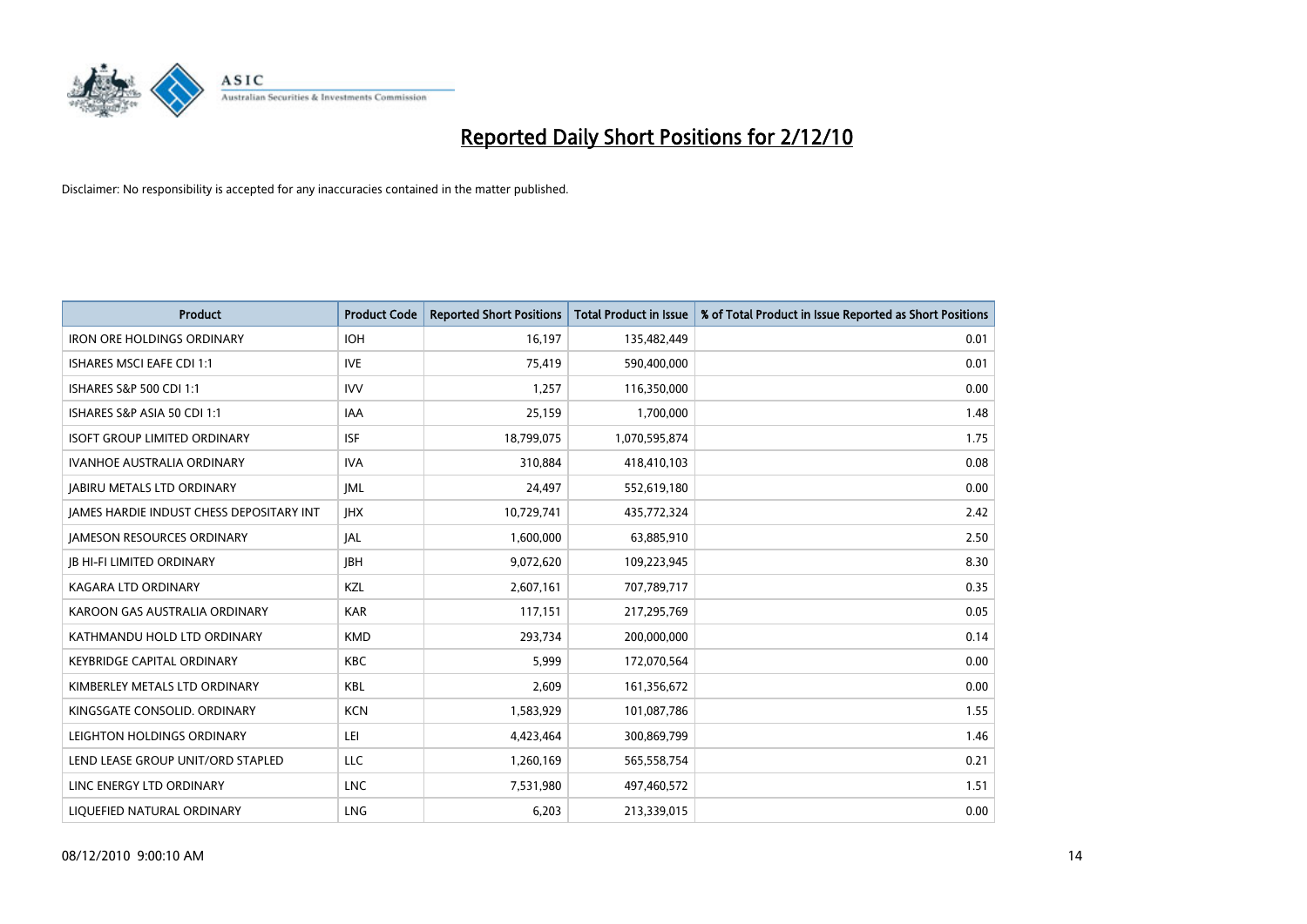# Reported Daily Short Positions for 2/12/10

Disclaimer: No responsibility is accepted for any inaccuracies contained in the matter published.

| Product | Product Code | Reported Short Positions | Total Product in Issue | % of Total Product in Issue Reported as Short Positions |
| --- | --- | --- | --- | --- |
| IRON ORE HOLDINGS ORDINARY | IOH | 16,197 | 135,482,449 | 0.01 |
| ISHARES MSCI EAFE CDI 1:1 | IVE | 75,419 | 590,400,000 | 0.01 |
| ISHARES S&P 500 CDI 1:1 | IVV | 1,257 | 116,350,000 | 0.00 |
| ISHARES S&P ASIA 50 CDI 1:1 | IAA | 25,159 | 1,700,000 | 1.48 |
| ISOFT GROUP LIMITED ORDINARY | ISF | 18,799,075 | 1,070,595,874 | 1.75 |
| IVANHOE AUSTRALIA ORDINARY | IVA | 310,884 | 418,410,103 | 0.08 |
| JABIRU METALS LTD ORDINARY | JML | 24,497 | 552,619,180 | 0.00 |
| JAMES HARDIE INDUST CHESS DEPOSITARY INT | JHX | 10,729,741 | 435,772,324 | 2.42 |
| JAMESON RESOURCES ORDINARY | JAL | 1,600,000 | 63,885,910 | 2.50 |
| JB HI-FI LIMITED ORDINARY | JBH | 9,072,620 | 109,223,945 | 8.30 |
| KAGARA LTD ORDINARY | KZL | 2,607,161 | 707,789,717 | 0.35 |
| KAROON GAS AUSTRALIA ORDINARY | KAR | 117,151 | 217,295,769 | 0.05 |
| KATHMANDU HOLD LTD ORDINARY | KMD | 293,734 | 200,000,000 | 0.14 |
| KEYBRIDGE CAPITAL ORDINARY | KBC | 5,999 | 172,070,564 | 0.00 |
| KIMBERLEY METALS LTD ORDINARY | KBL | 2,609 | 161,356,672 | 0.00 |
| KINGSGATE CONSOLID. ORDINARY | KCN | 1,583,929 | 101,087,786 | 1.55 |
| LEIGHTON HOLDINGS ORDINARY | LEI | 4,423,464 | 300,869,799 | 1.46 |
| LEND LEASE GROUP UNIT/ORD STAPLED | LLC | 1,260,169 | 565,558,754 | 0.21 |
| LINC ENERGY LTD ORDINARY | LNC | 7,531,980 | 497,460,572 | 1.51 |
| LIQUEFIED NATURAL ORDINARY | LNG | 6,203 | 213,339,015 | 0.00 |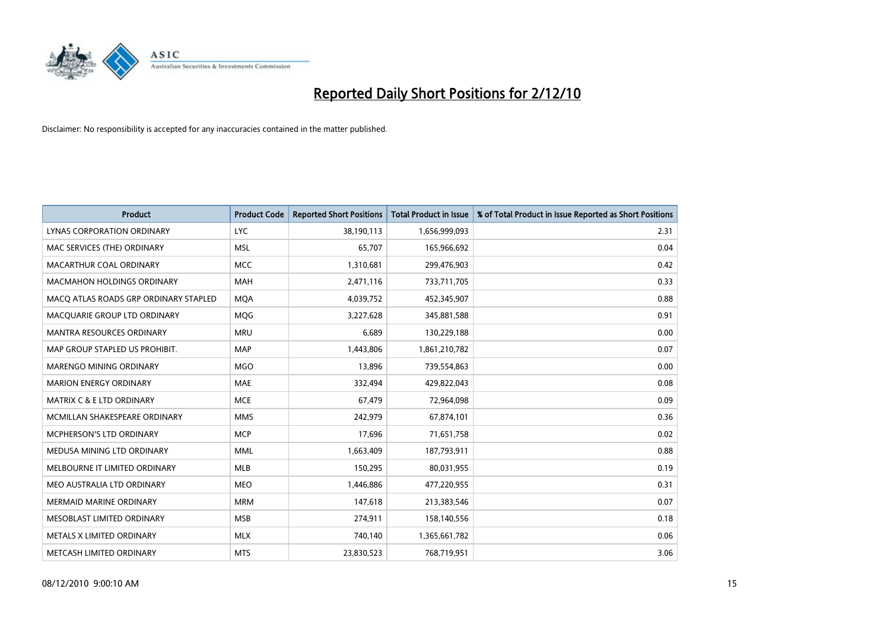# Reported Daily Short Positions for 2/12/10

Disclaimer: No responsibility is accepted for any inaccuracies contained in the matter published.

| Product | Product Code | Reported Short Positions | Total Product in Issue | % of Total Product in Issue Reported as Short Positions |
|---|---|---|---|---|
| LYNAS CORPORATION ORDINARY | LYC | 38,190,113 | 1,656,999,093 | 2.31 |
| MAC SERVICES (THE) ORDINARY | MSL | 65,707 | 165,966,692 | 0.04 |
| MACARTHUR COAL ORDINARY | MCC | 1,310,681 | 299,476,903 | 0.42 |
| MACMAHON HOLDINGS ORDINARY | MAH | 2,471,116 | 733,711,705 | 0.33 |
| MACQ ATLAS ROADS GRP ORDINARY STAPLED | MQA | 4,039,752 | 452,345,907 | 0.88 |
| MACQUARIE GROUP LTD ORDINARY | MQG | 3,227,628 | 345,881,588 | 0.91 |
| MANTRA RESOURCES ORDINARY | MRU | 6,689 | 130,229,188 | 0.00 |
| MAP GROUP STAPLED US PROHIBIT. | MAP | 1,443,806 | 1,861,210,782 | 0.07 |
| MARENGO MINING ORDINARY | MGO | 13,896 | 739,554,863 | 0.00 |
| MARION ENERGY ORDINARY | MAE | 332,494 | 429,822,043 | 0.08 |
| MATRIX C & E LTD ORDINARY | MCE | 67,479 | 72,964,098 | 0.09 |
| MCMILLAN SHAKESPEARE ORDINARY | MMS | 242,979 | 67,874,101 | 0.36 |
| MCPHERSON'S LTD ORDINARY | MCP | 17,696 | 71,651,758 | 0.02 |
| MEDUSA MINING LTD ORDINARY | MML | 1,663,409 | 187,793,911 | 0.88 |
| MELBOURNE IT LIMITED ORDINARY | MLB | 150,295 | 80,031,955 | 0.19 |
| MEO AUSTRALIA LTD ORDINARY | MEO | 1,446,886 | 477,220,955 | 0.31 |
| MERMAID MARINE ORDINARY | MRM | 147,618 | 213,383,546 | 0.07 |
| MESOBLAST LIMITED ORDINARY | MSB | 274,911 | 158,140,556 | 0.18 |
| METALS X LIMITED ORDINARY | MLX | 740,140 | 1,365,661,782 | 0.06 |
| METCASH LIMITED ORDINARY | MTS | 23,830,523 | 768,719,951 | 3.06 |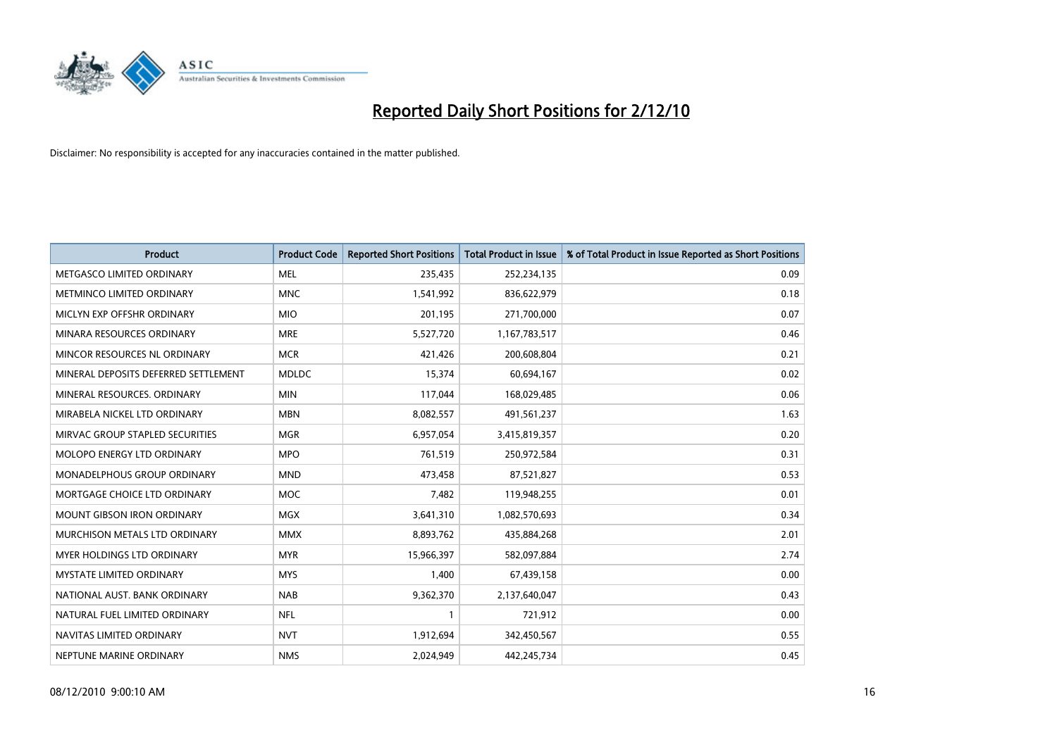# Reported Daily Short Positions for 2/12/10

Disclaimer: No responsibility is accepted for any inaccuracies contained in the matter published.

| Product | Product Code | Reported Short Positions | Total Product in Issue | % of Total Product in Issue Reported as Short Positions |
|---|---|---|---|---|
| METGASCO LIMITED ORDINARY | MEL | 235,435 | 252,234,135 | 0.09 |
| METMINCO LIMITED ORDINARY | MNC | 1,541,992 | 836,622,979 | 0.18 |
| MICLYN EXP OFFSHR ORDINARY | MIO | 201,195 | 271,700,000 | 0.07 |
| MINARA RESOURCES ORDINARY | MRE | 5,527,720 | 1,167,783,517 | 0.46 |
| MINCOR RESOURCES NL ORDINARY | MCR | 421,426 | 200,608,804 | 0.21 |
| MINERAL DEPOSITS DEFERRED SETTLEMENT | MDLDC | 15,374 | 60,694,167 | 0.02 |
| MINERAL RESOURCES. ORDINARY | MIN | 117,044 | 168,029,485 | 0.06 |
| MIRABELA NICKEL LTD ORDINARY | MBN | 8,082,557 | 491,561,237 | 1.63 |
| MIRVAC GROUP STAPLED SECURITIES | MGR | 6,957,054 | 3,415,819,357 | 0.20 |
| MOLOPO ENERGY LTD ORDINARY | MPO | 761,519 | 250,972,584 | 0.31 |
| MONADELPHOUS GROUP ORDINARY | MND | 473,458 | 87,521,827 | 0.53 |
| MORTGAGE CHOICE LTD ORDINARY | MOC | 7,482 | 119,948,255 | 0.01 |
| MOUNT GIBSON IRON ORDINARY | MGX | 3,641,310 | 1,082,570,693 | 0.34 |
| MURCHISON METALS LTD ORDINARY | MMX | 8,893,762 | 435,884,268 | 2.01 |
| MYER HOLDINGS LTD ORDINARY | MYR | 15,966,397 | 582,097,884 | 2.74 |
| MYSTATE LIMITED ORDINARY | MYS | 1,400 | 67,439,158 | 0.00 |
| NATIONAL AUST. BANK ORDINARY | NAB | 9,362,370 | 2,137,640,047 | 0.43 |
| NATURAL FUEL LIMITED ORDINARY | NFL | 1 | 721,912 | 0.00 |
| NAVITAS LIMITED ORDINARY | NVT | 1,912,694 | 342,450,567 | 0.55 |
| NEPTUNE MARINE ORDINARY | NMS | 2,024,949 | 442,245,734 | 0.45 |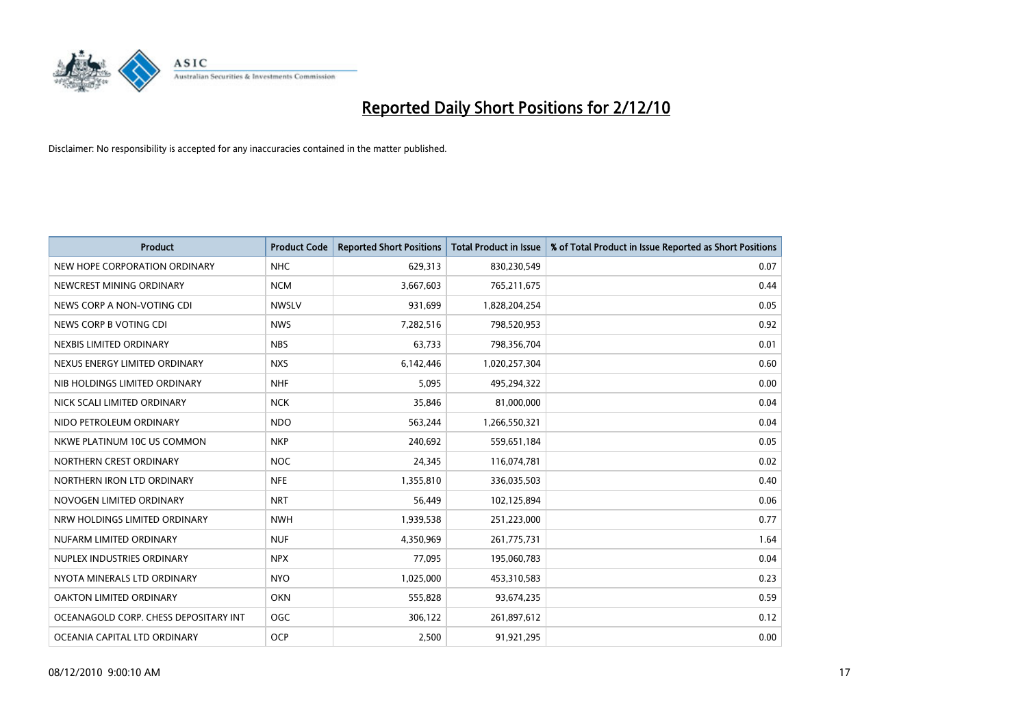# Reported Daily Short Positions for 2/12/10

Disclaimer: No responsibility is accepted for any inaccuracies contained in the matter published.

| Product | Product Code | Reported Short Positions | Total Product in Issue | % of Total Product in Issue Reported as Short Positions |
|---|---|---|---|---|
| NEW HOPE CORPORATION ORDINARY | NHC | 629,313 | 830,230,549 | 0.07 |
| NEWCREST MINING ORDINARY | NCM | 3,667,603 | 765,211,675 | 0.44 |
| NEWS CORP A NON-VOTING CDI | NWSLV | 931,699 | 1,828,204,254 | 0.05 |
| NEWS CORP B VOTING CDI | NWS | 7,282,516 | 798,520,953 | 0.92 |
| NEXBIS LIMITED ORDINARY | NBS | 63,733 | 798,356,704 | 0.01 |
| NEXUS ENERGY LIMITED ORDINARY | NXS | 6,142,446 | 1,020,257,304 | 0.60 |
| NIB HOLDINGS LIMITED ORDINARY | NHF | 5,095 | 495,294,322 | 0.00 |
| NICK SCALI LIMITED ORDINARY | NCK | 35,846 | 81,000,000 | 0.04 |
| NIDO PETROLEUM ORDINARY | NDO | 563,244 | 1,266,550,321 | 0.04 |
| NKWE PLATINUM 10C US COMMON | NKP | 240,692 | 559,651,184 | 0.05 |
| NORTHERN CREST ORDINARY | NOC | 24,345 | 116,074,781 | 0.02 |
| NORTHERN IRON LTD ORDINARY | NFE | 1,355,810 | 336,035,503 | 0.40 |
| NOVOGEN LIMITED ORDINARY | NRT | 56,449 | 102,125,894 | 0.06 |
| NRW HOLDINGS LIMITED ORDINARY | NWH | 1,939,538 | 251,223,000 | 0.77 |
| NUFARM LIMITED ORDINARY | NUF | 4,350,969 | 261,775,731 | 1.64 |
| NUPLEX INDUSTRIES ORDINARY | NPX | 77,095 | 195,060,783 | 0.04 |
| NYOTA MINERALS LTD ORDINARY | NYO | 1,025,000 | 453,310,583 | 0.23 |
| OAKTON LIMITED ORDINARY | OKN | 555,828 | 93,674,235 | 0.59 |
| OCEANAGOLD CORP. CHESS DEPOSITARY INT | OGC | 306,122 | 261,897,612 | 0.12 |
| OCEANIA CAPITAL LTD ORDINARY | OCP | 2,500 | 91,921,295 | 0.00 |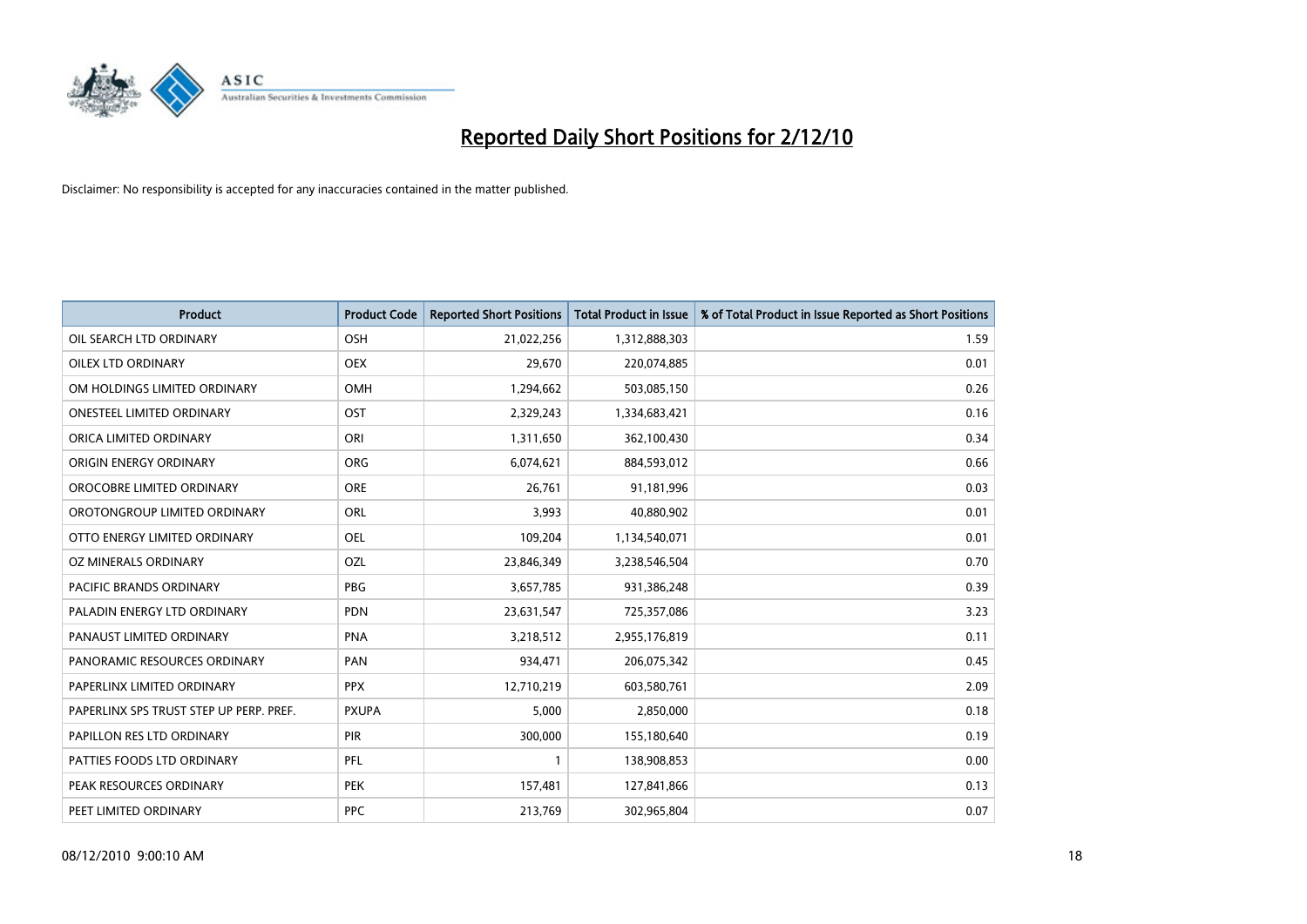# Reported Daily Short Positions for 2/12/10

Disclaimer: No responsibility is accepted for any inaccuracies contained in the matter published.

| Product | Product Code | Reported Short Positions | Total Product in Issue | % of Total Product in Issue Reported as Short Positions |
|---|---|---|---|---|
| OIL SEARCH LTD ORDINARY | OSH | 21,022,256 | 1,312,888,303 | 1.59 |
| OILEX LTD ORDINARY | OEX | 29,670 | 220,074,885 | 0.01 |
| OM HOLDINGS LIMITED ORDINARY | OMH | 1,294,662 | 503,085,150 | 0.26 |
| ONESTEEL LIMITED ORDINARY | OST | 2,329,243 | 1,334,683,421 | 0.16 |
| ORICA LIMITED ORDINARY | ORI | 1,311,650 | 362,100,430 | 0.34 |
| ORIGIN ENERGY ORDINARY | ORG | 6,074,621 | 884,593,012 | 0.66 |
| OROCOBRE LIMITED ORDINARY | ORE | 26,761 | 91,181,996 | 0.03 |
| OROTONGROUP LIMITED ORDINARY | ORL | 3,993 | 40,880,902 | 0.01 |
| OTTO ENERGY LIMITED ORDINARY | OEL | 109,204 | 1,134,540,071 | 0.01 |
| OZ MINERALS ORDINARY | OZL | 23,846,349 | 3,238,546,504 | 0.70 |
| PACIFIC BRANDS ORDINARY | PBG | 3,657,785 | 931,386,248 | 0.39 |
| PALADIN ENERGY LTD ORDINARY | PDN | 23,631,547 | 725,357,086 | 3.23 |
| PANAUST LIMITED ORDINARY | PNA | 3,218,512 | 2,955,176,819 | 0.11 |
| PANORAMIC RESOURCES ORDINARY | PAN | 934,471 | 206,075,342 | 0.45 |
| PAPERLINX LIMITED ORDINARY | PPX | 12,710,219 | 603,580,761 | 2.09 |
| PAPERLINX SPS TRUST STEP UP PERP. PREF. | PXUPA | 5,000 | 2,850,000 | 0.18 |
| PAPILLON RES LTD ORDINARY | PIR | 300,000 | 155,180,640 | 0.19 |
| PATTIES FOODS LTD ORDINARY | PFL | 1 | 138,908,853 | 0.00 |
| PEAK RESOURCES ORDINARY | PEK | 157,481 | 127,841,866 | 0.13 |
| PEET LIMITED ORDINARY | PPC | 213,769 | 302,965,804 | 0.07 |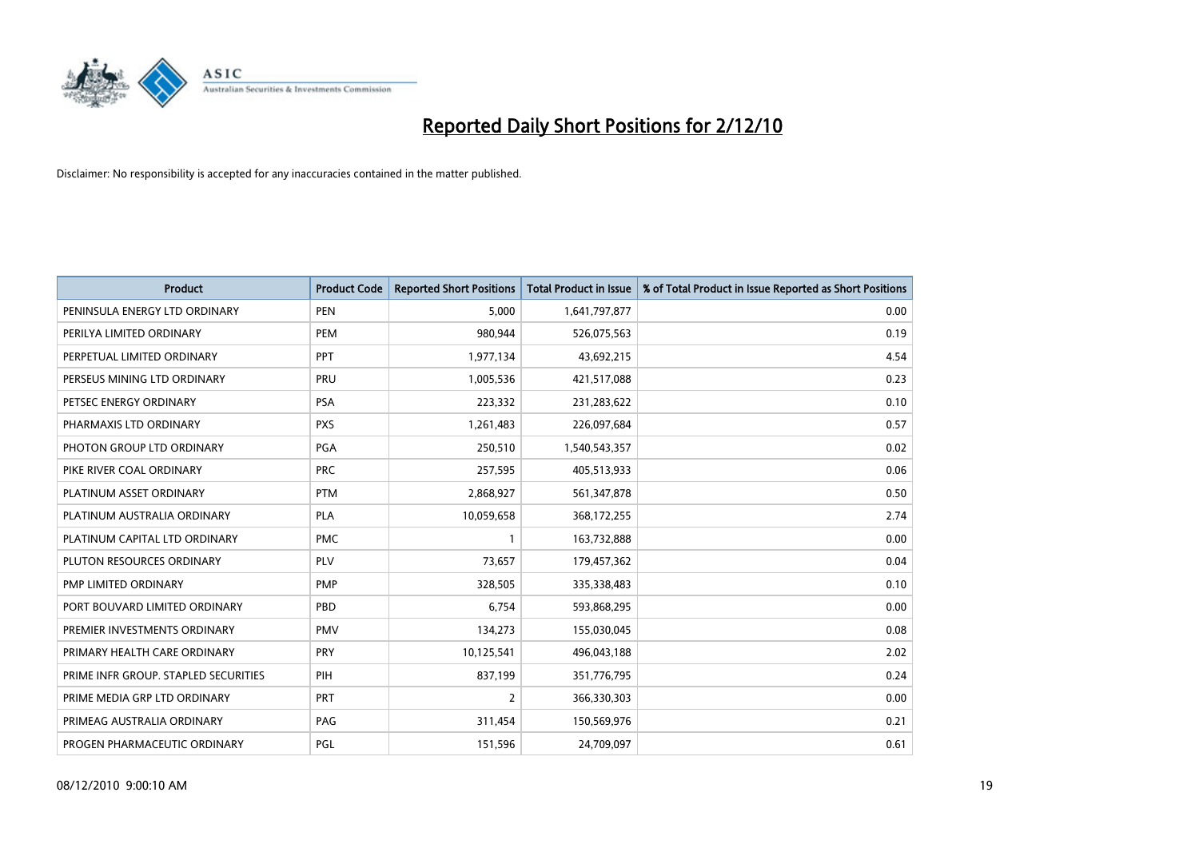# Reported Daily Short Positions for 2/12/10

Disclaimer: No responsibility is accepted for any inaccuracies contained in the matter published.

| Product | Product Code | Reported Short Positions | Total Product in Issue | % of Total Product in Issue Reported as Short Positions |
|---|---|---|---|---|
| PENINSULA ENERGY LTD ORDINARY | PEN | 5,000 | 1,641,797,877 | 0.00 |
| PERILYA LIMITED ORDINARY | PEM | 980,944 | 526,075,563 | 0.19 |
| PERPETUAL LIMITED ORDINARY | PPT | 1,977,134 | 43,692,215 | 4.54 |
| PERSEUS MINING LTD ORDINARY | PRU | 1,005,536 | 421,517,088 | 0.23 |
| PETSEC ENERGY ORDINARY | PSA | 223,332 | 231,283,622 | 0.10 |
| PHARMAXIS LTD ORDINARY | PXS | 1,261,483 | 226,097,684 | 0.57 |
| PHOTON GROUP LTD ORDINARY | PGA | 250,510 | 1,540,543,357 | 0.02 |
| PIKE RIVER COAL ORDINARY | PRC | 257,595 | 405,513,933 | 0.06 |
| PLATINUM ASSET ORDINARY | PTM | 2,868,927 | 561,347,878 | 0.50 |
| PLATINUM AUSTRALIA ORDINARY | PLA | 10,059,658 | 368,172,255 | 2.74 |
| PLATINUM CAPITAL LTD ORDINARY | PMC | 1 | 163,732,888 | 0.00 |
| PLUTON RESOURCES ORDINARY | PLV | 73,657 | 179,457,362 | 0.04 |
| PMP LIMITED ORDINARY | PMP | 328,505 | 335,338,483 | 0.10 |
| PORT BOUVARD LIMITED ORDINARY | PBD | 6,754 | 593,868,295 | 0.00 |
| PREMIER INVESTMENTS ORDINARY | PMV | 134,273 | 155,030,045 | 0.08 |
| PRIMARY HEALTH CARE ORDINARY | PRY | 10,125,541 | 496,043,188 | 2.02 |
| PRIME INFR GROUP. STAPLED SECURITIES | PIH | 837,199 | 351,776,795 | 0.24 |
| PRIME MEDIA GRP LTD ORDINARY | PRT | 2 | 366,330,303 | 0.00 |
| PRIMEAG AUSTRALIA ORDINARY | PAG | 311,454 | 150,569,976 | 0.21 |
| PROGEN PHARMACEUTIC ORDINARY | PGL | 151,596 | 24,709,097 | 0.61 |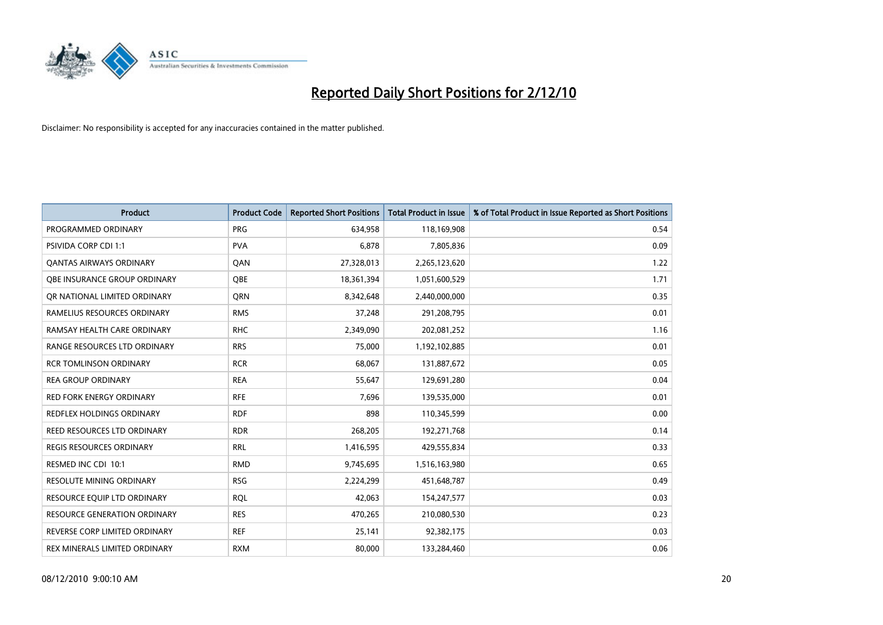# Reported Daily Short Positions for 2/12/10

Disclaimer: No responsibility is accepted for any inaccuracies contained in the matter published.

| Product | Product Code | Reported Short Positions | Total Product in Issue | % of Total Product in Issue Reported as Short Positions |
|---|---|---|---|---|
| PROGRAMMED ORDINARY | PRG | 634,958 | 118,169,908 | 0.54 |
| PSIVIDA CORP CDI 1:1 | PVA | 6,878 | 7,805,836 | 0.09 |
| QANTAS AIRWAYS ORDINARY | QAN | 27,328,013 | 2,265,123,620 | 1.22 |
| QBE INSURANCE GROUP ORDINARY | QBE | 18,361,394 | 1,051,600,529 | 1.71 |
| QR NATIONAL LIMITED ORDINARY | QRN | 8,342,648 | 2,440,000,000 | 0.35 |
| RAMELIUS RESOURCES ORDINARY | RMS | 37,248 | 291,208,795 | 0.01 |
| RAMSAY HEALTH CARE ORDINARY | RHC | 2,349,090 | 202,081,252 | 1.16 |
| RANGE RESOURCES LTD ORDINARY | RRS | 75,000 | 1,192,102,885 | 0.01 |
| RCR TOMLINSON ORDINARY | RCR | 68,067 | 131,887,672 | 0.05 |
| REA GROUP ORDINARY | REA | 55,647 | 129,691,280 | 0.04 |
| RED FORK ENERGY ORDINARY | RFE | 7,696 | 139,535,000 | 0.01 |
| REDFLEX HOLDINGS ORDINARY | RDF | 898 | 110,345,599 | 0.00 |
| REED RESOURCES LTD ORDINARY | RDR | 268,205 | 192,271,768 | 0.14 |
| REGIS RESOURCES ORDINARY | RRL | 1,416,595 | 429,555,834 | 0.33 |
| RESMED INC CDI 10:1 | RMD | 9,745,695 | 1,516,163,980 | 0.65 |
| RESOLUTE MINING ORDINARY | RSG | 2,224,299 | 451,648,787 | 0.49 |
| RESOURCE EQUIP LTD ORDINARY | RQL | 42,063 | 154,247,577 | 0.03 |
| RESOURCE GENERATION ORDINARY | RES | 470,265 | 210,080,530 | 0.23 |
| REVERSE CORP LIMITED ORDINARY | REF | 25,141 | 92,382,175 | 0.03 |
| REX MINERALS LIMITED ORDINARY | RXM | 80,000 | 133,284,460 | 0.06 |

08/12/2010 9:00:10 AM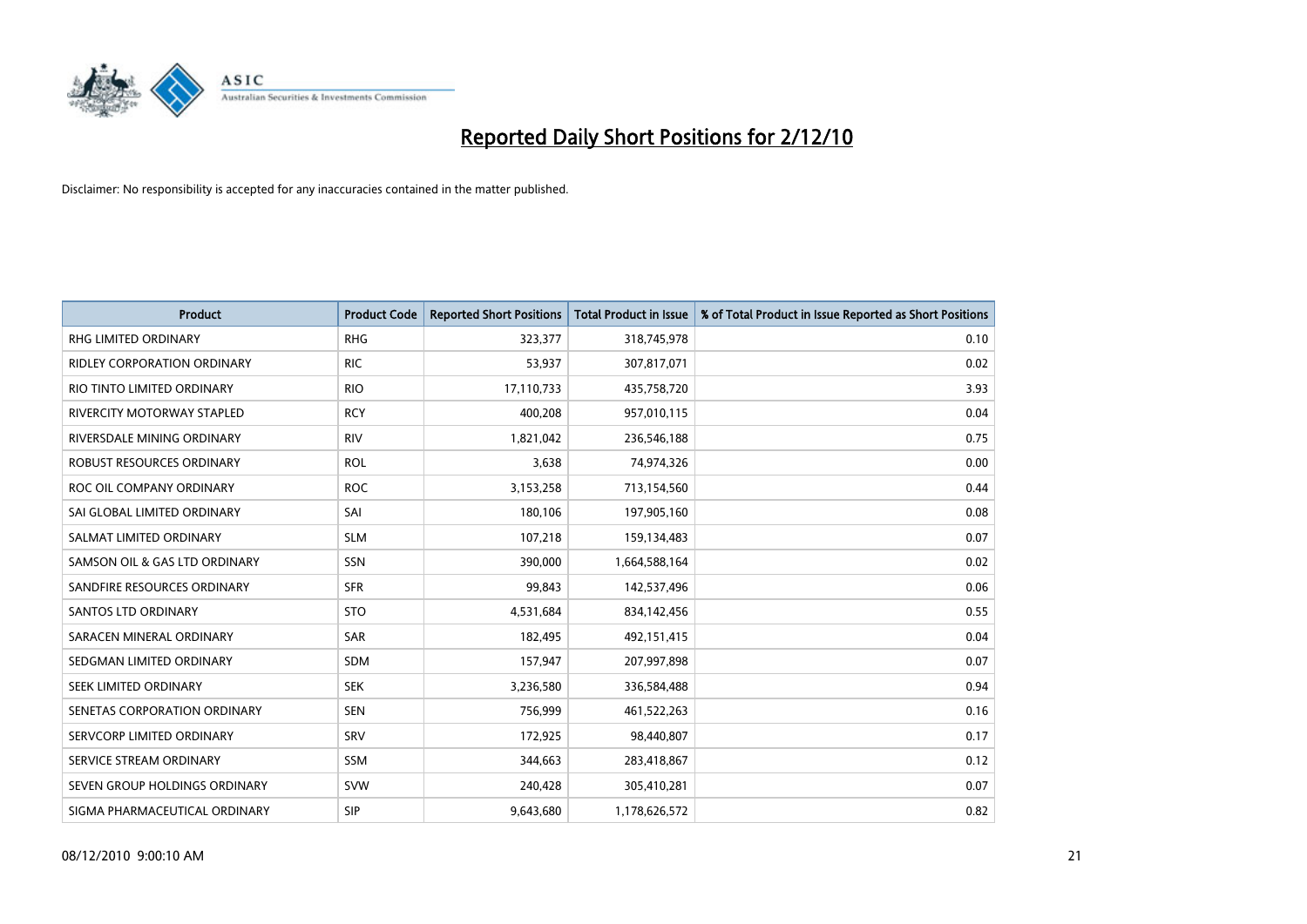# Reported Daily Short Positions for 2/12/10

Disclaimer: No responsibility is accepted for any inaccuracies contained in the matter published.

| Product | Product Code | Reported Short Positions | Total Product in Issue | % of Total Product in Issue Reported as Short Positions |
|---|---|---|---|---|
| RHG LIMITED ORDINARY | RHG | 323,377 | 318,745,978 | 0.10 |
| RIDLEY CORPORATION ORDINARY | RIC | 53,937 | 307,817,071 | 0.02 |
| RIO TINTO LIMITED ORDINARY | RIO | 17,110,733 | 435,758,720 | 3.93 |
| RIVERCITY MOTORWAY STAPLED | RCY | 400,208 | 957,010,115 | 0.04 |
| RIVERSDALE MINING ORDINARY | RIV | 1,821,042 | 236,546,188 | 0.75 |
| ROBUST RESOURCES ORDINARY | ROL | 3,638 | 74,974,326 | 0.00 |
| ROC OIL COMPANY ORDINARY | ROC | 3,153,258 | 713,154,560 | 0.44 |
| SAI GLOBAL LIMITED ORDINARY | SAI | 180,106 | 197,905,160 | 0.08 |
| SALMAT LIMITED ORDINARY | SLM | 107,218 | 159,134,483 | 0.07 |
| SAMSON OIL & GAS LTD ORDINARY | SSN | 390,000 | 1,664,588,164 | 0.02 |
| SANDFIRE RESOURCES ORDINARY | SFR | 99,843 | 142,537,496 | 0.06 |
| SANTOS LTD ORDINARY | STO | 4,531,684 | 834,142,456 | 0.55 |
| SARACEN MINERAL ORDINARY | SAR | 182,495 | 492,151,415 | 0.04 |
| SEDGMAN LIMITED ORDINARY | SDM | 157,947 | 207,997,898 | 0.07 |
| SEEK LIMITED ORDINARY | SEK | 3,236,580 | 336,584,488 | 0.94 |
| SENETAS CORPORATION ORDINARY | SEN | 756,999 | 461,522,263 | 0.16 |
| SERVCORP LIMITED ORDINARY | SRV | 172,925 | 98,440,807 | 0.17 |
| SERVICE STREAM ORDINARY | SSM | 344,663 | 283,418,867 | 0.12 |
| SEVEN GROUP HOLDINGS ORDINARY | SVW | 240,428 | 305,410,281 | 0.07 |
| SIGMA PHARMACEUTICAL ORDINARY | SIP | 9,643,680 | 1,178,626,572 | 0.82 |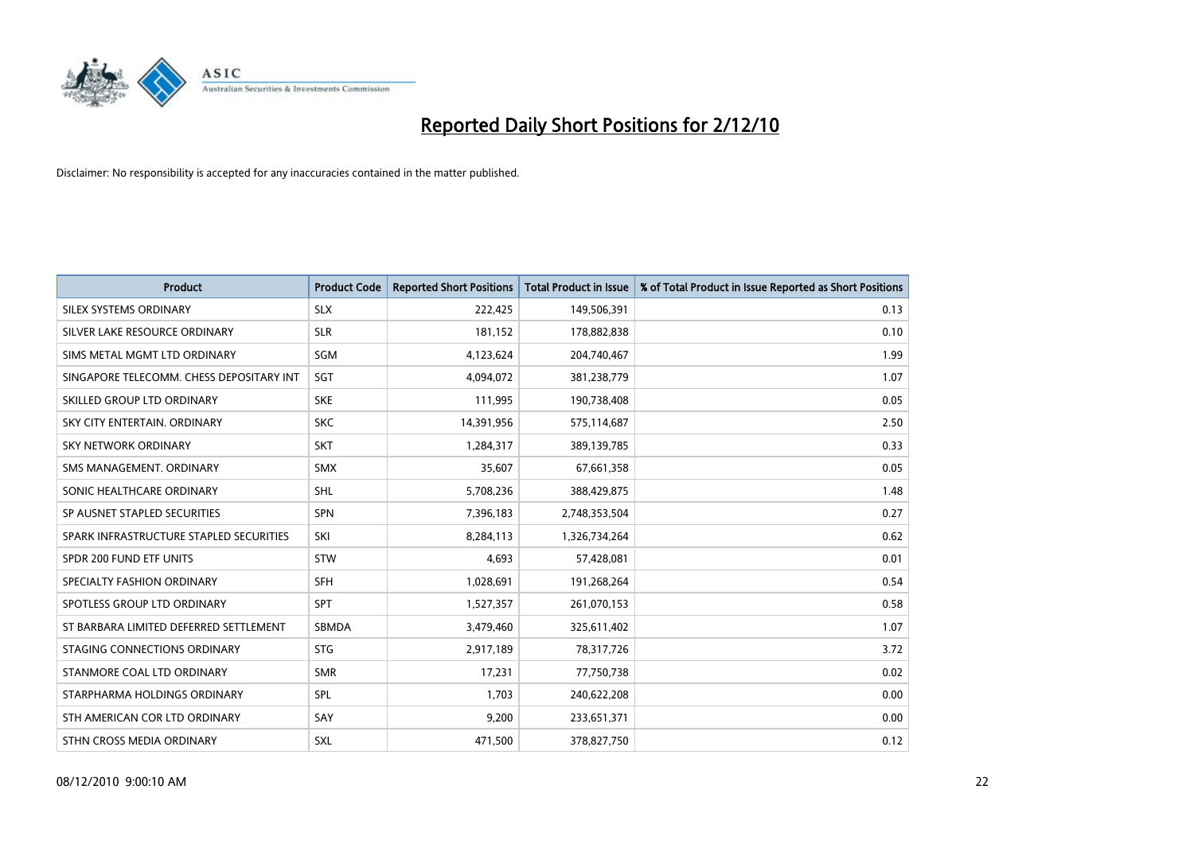# Reported Daily Short Positions for 2/12/10

Disclaimer: No responsibility is accepted for any inaccuracies contained in the matter published.

| Product | Product Code | Reported Short Positions | Total Product in Issue | % of Total Product in Issue Reported as Short Positions |
|---|---|---|---|---|
| SILEX SYSTEMS ORDINARY | SLX | 222,425 | 149,506,391 | 0.13 |
| SILVER LAKE RESOURCE ORDINARY | SLR | 181,152 | 178,882,838 | 0.10 |
| SIMS METAL MGMT LTD ORDINARY | SGM | 4,123,624 | 204,740,467 | 1.99 |
| SINGAPORE TELECOMM. CHESS DEPOSITARY INT | SGT | 4,094,072 | 381,238,779 | 1.07 |
| SKILLED GROUP LTD ORDINARY | SKE | 111,995 | 190,738,408 | 0.05 |
| SKY CITY ENTERTAIN. ORDINARY | SKC | 14,391,956 | 575,114,687 | 2.50 |
| SKY NETWORK ORDINARY | SKT | 1,284,317 | 389,139,785 | 0.33 |
| SMS MANAGEMENT. ORDINARY | SMX | 35,607 | 67,661,358 | 0.05 |
| SONIC HEALTHCARE ORDINARY | SHL | 5,708,236 | 388,429,875 | 1.48 |
| SP AUSNET STAPLED SECURITIES | SPN | 7,396,183 | 2,748,353,504 | 0.27 |
| SPARK INFRASTRUCTURE STAPLED SECURITIES | SKI | 8,284,113 | 1,326,734,264 | 0.62 |
| SPDR 200 FUND ETF UNITS | STW | 4,693 | 57,428,081 | 0.01 |
| SPECIALTY FASHION ORDINARY | SFH | 1,028,691 | 191,268,264 | 0.54 |
| SPOTLESS GROUP LTD ORDINARY | SPT | 1,527,357 | 261,070,153 | 0.58 |
| ST BARBARA LIMITED DEFERRED SETTLEMENT | SBMDA | 3,479,460 | 325,611,402 | 1.07 |
| STAGING CONNECTIONS ORDINARY | STG | 2,917,189 | 78,317,726 | 3.72 |
| STANMORE COAL LTD ORDINARY | SMR | 17,231 | 77,750,738 | 0.02 |
| STARPHARMA HOLDINGS ORDINARY | SPL | 1,703 | 240,622,208 | 0.00 |
| STH AMERICAN COR LTD ORDINARY | SAY | 9,200 | 233,651,371 | 0.00 |
| STHN CROSS MEDIA ORDINARY | SXL | 471,500 | 378,827,750 | 0.12 |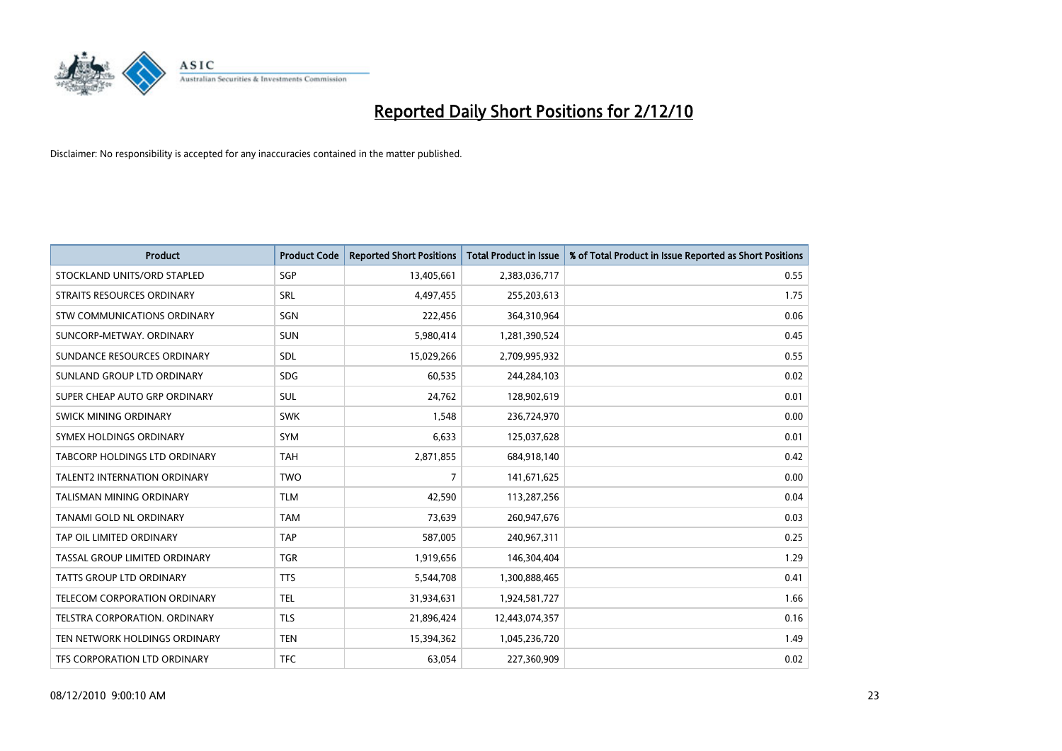# Reported Daily Short Positions for 2/12/10

Disclaimer: No responsibility is accepted for any inaccuracies contained in the matter published.

| Product | Product Code | Reported Short Positions | Total Product in Issue | % of Total Product in Issue Reported as Short Positions |
|---|---|---|---|---|
| STOCKLAND UNITS/ORD STAPLED | SGP | 13,405,661 | 2,383,036,717 | 0.55 |
| STRAITS RESOURCES ORDINARY | SRL | 4,497,455 | 255,203,613 | 1.75 |
| STW COMMUNICATIONS ORDINARY | SGN | 222,456 | 364,310,964 | 0.06 |
| SUNCORP-METWAY. ORDINARY | SUN | 5,980,414 | 1,281,390,524 | 0.45 |
| SUNDANCE RESOURCES ORDINARY | SDL | 15,029,266 | 2,709,995,932 | 0.55 |
| SUNLAND GROUP LTD ORDINARY | SDG | 60,535 | 244,284,103 | 0.02 |
| SUPER CHEAP AUTO GRP ORDINARY | SUL | 24,762 | 128,902,619 | 0.01 |
| SWICK MINING ORDINARY | SWK | 1,548 | 236,724,970 | 0.00 |
| SYMEX HOLDINGS ORDINARY | SYM | 6,633 | 125,037,628 | 0.01 |
| TABCORP HOLDINGS LTD ORDINARY | TAH | 2,871,855 | 684,918,140 | 0.42 |
| TALENT2 INTERNATION ORDINARY | TWO | 7 | 141,671,625 | 0.00 |
| TALISMAN MINING ORDINARY | TLM | 42,590 | 113,287,256 | 0.04 |
| TANAMI GOLD NL ORDINARY | TAM | 73,639 | 260,947,676 | 0.03 |
| TAP OIL LIMITED ORDINARY | TAP | 587,005 | 240,967,311 | 0.25 |
| TASSAL GROUP LIMITED ORDINARY | TGR | 1,919,656 | 146,304,404 | 1.29 |
| TATTS GROUP LTD ORDINARY | TTS | 5,544,708 | 1,300,888,465 | 0.41 |
| TELECOM CORPORATION ORDINARY | TEL | 31,934,631 | 1,924,581,727 | 1.66 |
| TELSTRA CORPORATION. ORDINARY | TLS | 21,896,424 | 12,443,074,357 | 0.16 |
| TEN NETWORK HOLDINGS ORDINARY | TEN | 15,394,362 | 1,045,236,720 | 1.49 |
| TFS CORPORATION LTD ORDINARY | TFC | 63,054 | 227,360,909 | 0.02 |

08/12/2010 9:00:10 AM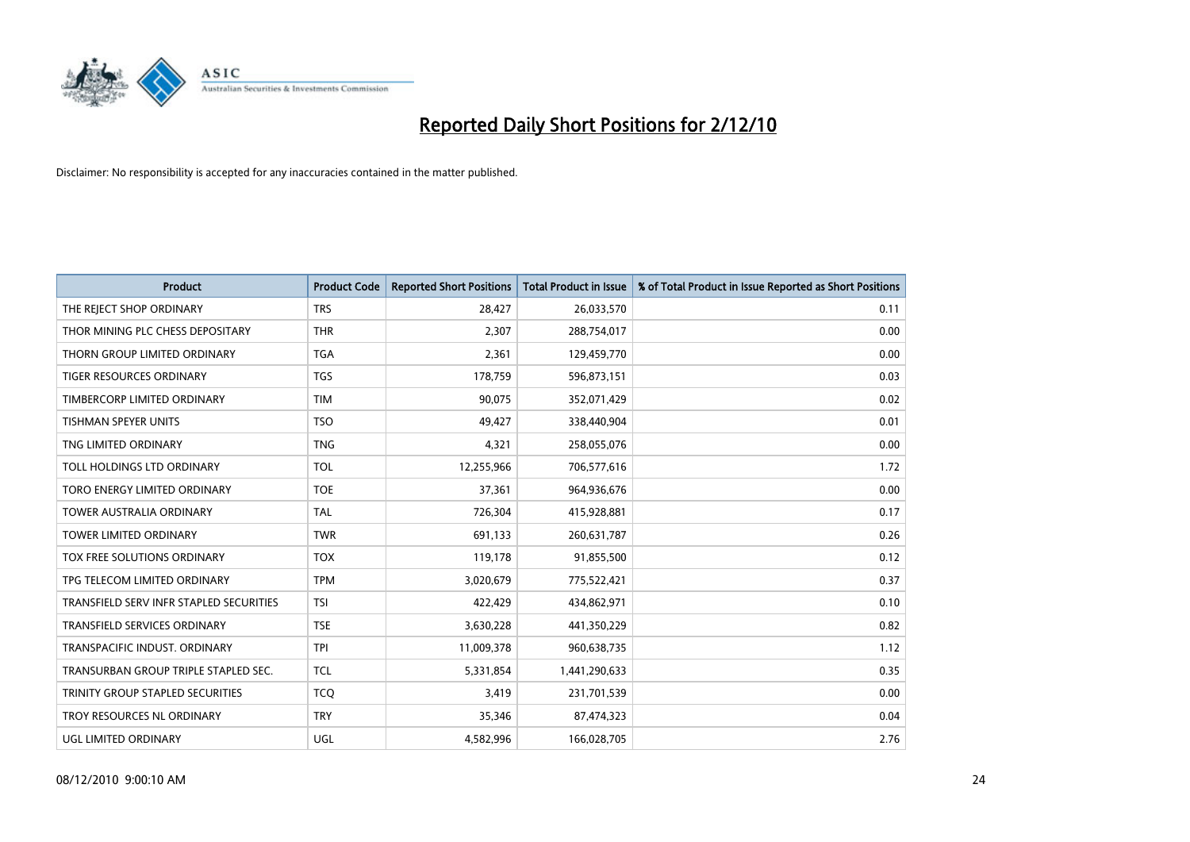# Reported Daily Short Positions for 2/12/10

Disclaimer: No responsibility is accepted for any inaccuracies contained in the matter published.

| Product | Product Code | Reported Short Positions | Total Product in Issue | % of Total Product in Issue Reported as Short Positions |
|---|---|---|---|---|
| THE REJECT SHOP ORDINARY | TRS | 28,427 | 26,033,570 | 0.11 |
| THOR MINING PLC CHESS DEPOSITARY | THR | 2,307 | 288,754,017 | 0.00 |
| THORN GROUP LIMITED ORDINARY | TGA | 2,361 | 129,459,770 | 0.00 |
| TIGER RESOURCES ORDINARY | TGS | 178,759 | 596,873,151 | 0.03 |
| TIMBERCORP LIMITED ORDINARY | TIM | 90,075 | 352,071,429 | 0.02 |
| TISHMAN SPEYER UNITS | TSO | 49,427 | 338,440,904 | 0.01 |
| TNG LIMITED ORDINARY | TNG | 4,321 | 258,055,076 | 0.00 |
| TOLL HOLDINGS LTD ORDINARY | TOL | 12,255,966 | 706,577,616 | 1.72 |
| TORO ENERGY LIMITED ORDINARY | TOE | 37,361 | 964,936,676 | 0.00 |
| TOWER AUSTRALIA ORDINARY | TAL | 726,304 | 415,928,881 | 0.17 |
| TOWER LIMITED ORDINARY | TWR | 691,133 | 260,631,787 | 0.26 |
| TOX FREE SOLUTIONS ORDINARY | TOX | 119,178 | 91,855,500 | 0.12 |
| TPG TELECOM LIMITED ORDINARY | TPM | 3,020,679 | 775,522,421 | 0.37 |
| TRANSFIELD SERV INFR STAPLED SECURITIES | TSI | 422,429 | 434,862,971 | 0.10 |
| TRANSFIELD SERVICES ORDINARY | TSE | 3,630,228 | 441,350,229 | 0.82 |
| TRANSPACIFIC INDUST. ORDINARY | TPI | 11,009,378 | 960,638,735 | 1.12 |
| TRANSURBAN GROUP TRIPLE STAPLED SEC. | TCL | 5,331,854 | 1,441,290,633 | 0.35 |
| TRINITY GROUP STAPLED SECURITIES | TCQ | 3,419 | 231,701,539 | 0.00 |
| TROY RESOURCES NL ORDINARY | TRY | 35,346 | 87,474,323 | 0.04 |
| UGL LIMITED ORDINARY | UGL | 4,582,996 | 166,028,705 | 2.76 |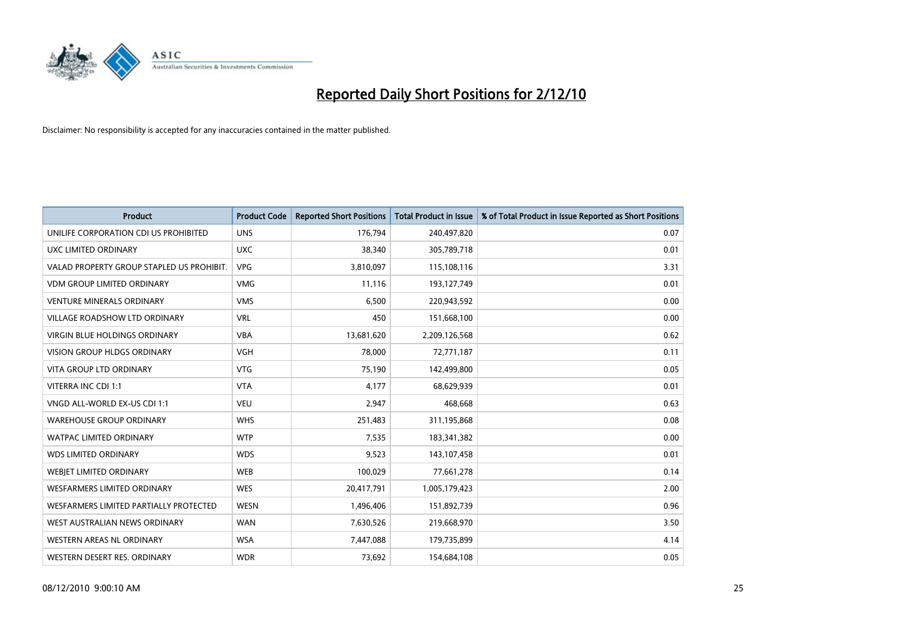# Reported Daily Short Positions for 2/12/10

Disclaimer: No responsibility is accepted for any inaccuracies contained in the matter published.

| Product | Product Code | Reported Short Positions | Total Product in Issue | % of Total Product in Issue Reported as Short Positions |
|---|---|---|---|---|
| UNILIFE CORPORATION CDI US PROHIBITED | UNS | 176,794 | 240,497,820 | 0.07 |
| UXC LIMITED ORDINARY | UXC | 38,340 | 305,789,718 | 0.01 |
| VALAD PROPERTY GROUP STAPLED US PROHIBIT. | VPG | 3,810,097 | 115,108,116 | 3.31 |
| VDM GROUP LIMITED ORDINARY | VMG | 11,116 | 193,127,749 | 0.01 |
| VENTURE MINERALS ORDINARY | VMS | 6,500 | 220,943,592 | 0.00 |
| VILLAGE ROADSHOW LTD ORDINARY | VRL | 450 | 151,668,100 | 0.00 |
| VIRGIN BLUE HOLDINGS ORDINARY | VBA | 13,681,620 | 2,209,126,568 | 0.62 |
| VISION GROUP HLDGS ORDINARY | VGH | 78,000 | 72,771,187 | 0.11 |
| VITA GROUP LTD ORDINARY | VTG | 75,190 | 142,499,800 | 0.05 |
| VITERRA INC CDI 1:1 | VTA | 4,177 | 68,629,939 | 0.01 |
| VNGD ALL-WORLD EX-US CDI 1:1 | VEU | 2,947 | 468,668 | 0.63 |
| WAREHOUSE GROUP ORDINARY | WHS | 251,483 | 311,195,868 | 0.08 |
| WATPAC LIMITED ORDINARY | WTP | 7,535 | 183,341,382 | 0.00 |
| WDS LIMITED ORDINARY | WDS | 9,523 | 143,107,458 | 0.01 |
| WEBJET LIMITED ORDINARY | WEB | 100,029 | 77,661,278 | 0.14 |
| WESFARMERS LIMITED ORDINARY | WES | 20,417,791 | 1,005,179,423 | 2.00 |
| WESFARMERS LIMITED PARTIALLY PROTECTED | WESN | 1,496,406 | 151,892,739 | 0.96 |
| WEST AUSTRALIAN NEWS ORDINARY | WAN | 7,630,526 | 219,668,970 | 3.50 |
| WESTERN AREAS NL ORDINARY | WSA | 7,447,088 | 179,735,899 | 4.14 |
| WESTERN DESERT RES. ORDINARY | WDR | 73,692 | 154,684,108 | 0.05 |

08/12/2010 9:00:10 AM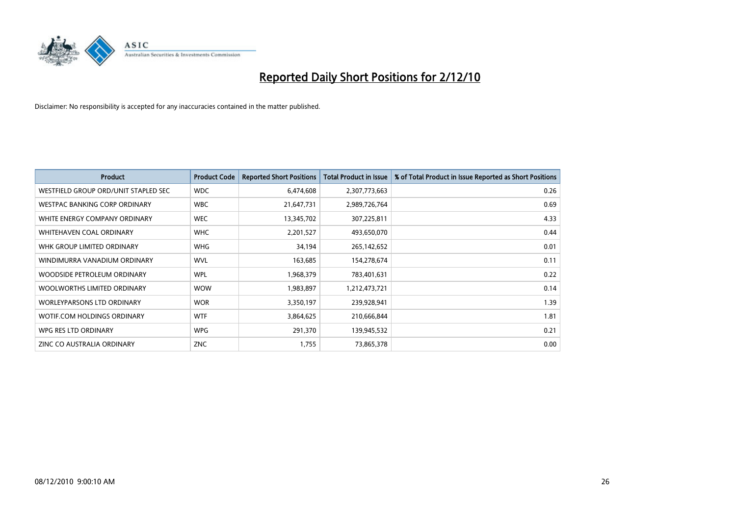# Reported Daily Short Positions for 2/12/10

Disclaimer: No responsibility is accepted for any inaccuracies contained in the matter published.

| Product | Product Code | Reported Short Positions | Total Product in Issue | % of Total Product in Issue Reported as Short Positions |
|---|---|---|---|---|
| WESTFIELD GROUP ORD/UNIT STAPLED SEC | WDC | 6,474,608 | 2,307,773,663 | 0.26 |
| WESTPAC BANKING CORP ORDINARY | WBC | 21,647,731 | 2,989,726,764 | 0.69 |
| WHITE ENERGY COMPANY ORDINARY | WEC | 13,345,702 | 307,225,811 | 4.33 |
| WHITEHAVEN COAL ORDINARY | WHC | 2,201,527 | 493,650,070 | 0.44 |
| WHK GROUP LIMITED ORDINARY | WHG | 34,194 | 265,142,652 | 0.01 |
| WINDIMURRA VANADIUM ORDINARY | WVL | 163,685 | 154,278,674 | 0.11 |
| WOODSIDE PETROLEUM ORDINARY | WPL | 1,968,379 | 783,401,631 | 0.22 |
| WOOLWORTHS LIMITED ORDINARY | WOW | 1,983,897 | 1,212,473,721 | 0.14 |
| WORLEYPARSONS LTD ORDINARY | WOR | 3,350,197 | 239,928,941 | 1.39 |
| WOTIF.COM HOLDINGS ORDINARY | WTF | 3,864,625 | 210,666,844 | 1.81 |
| WPG RES LTD ORDINARY | WPG | 291,370 | 139,945,532 | 0.21 |
| ZINC CO AUSTRALIA ORDINARY | ZNC | 1,755 | 73,865,378 | 0.00 |